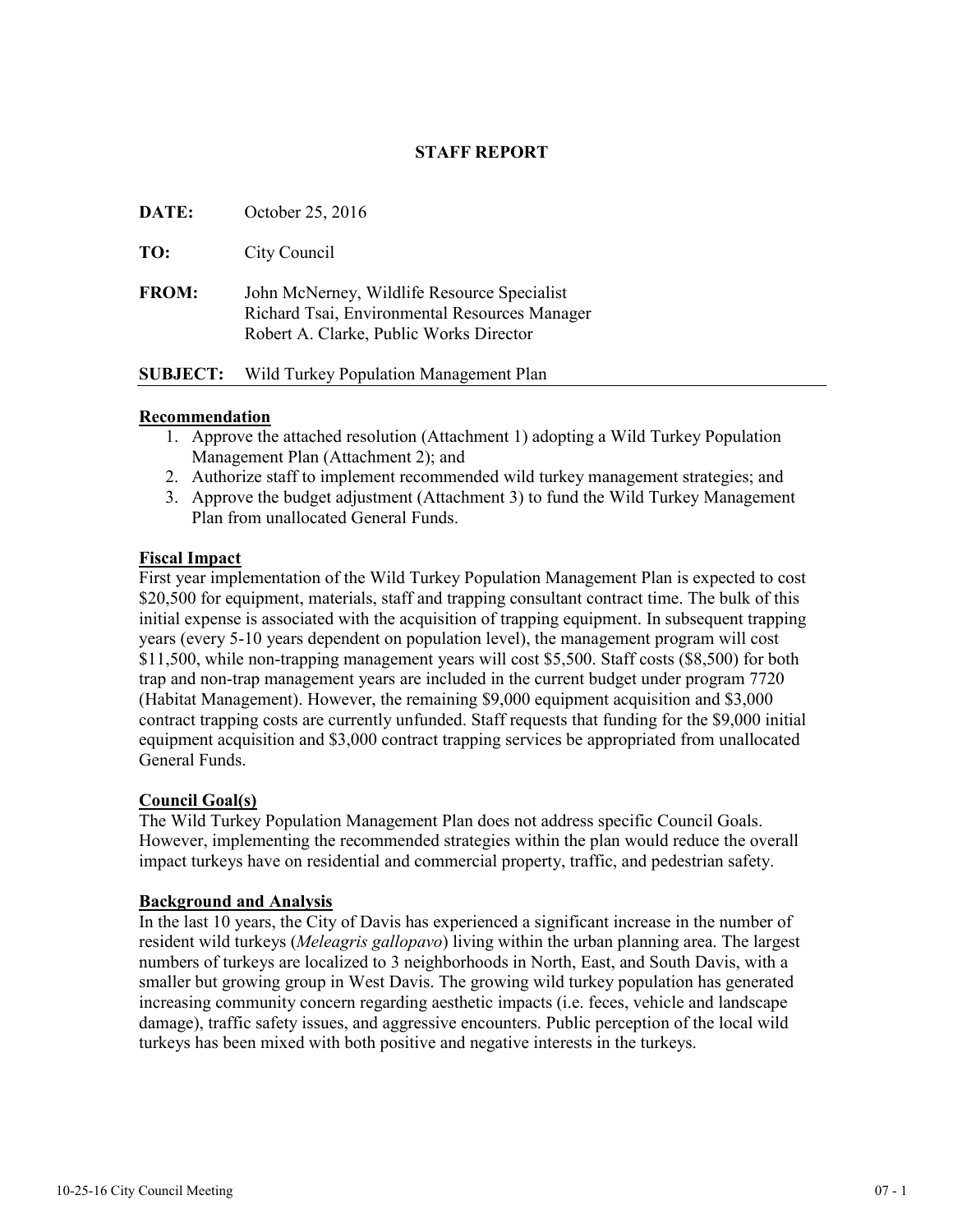# STAFF REPORT

**DATE:** October 25, 2016

**TO:** City Council

**FROM:** John McNerney, Wildlife Resource Specialist
Richard Tsai, Environmental Resources Manager
Robert A. Clarke, Public Works Director

**SUBJECT:** Wild Turkey Population Management Plan

## Recommendation

1. Approve the attached resolution (Attachment 1) adopting a Wild Turkey Population Management Plan (Attachment 2); and
2. Authorize staff to implement recommended wild turkey management strategies; and
3. Approve the budget adjustment (Attachment 3) to fund the Wild Turkey Management Plan from unallocated General Funds.

## Fiscal Impact

First year implementation of the Wild Turkey Population Management Plan is expected to cost $20,500 for equipment, materials, staff and trapping consultant contract time. The bulk of this initial expense is associated with the acquisition of trapping equipment. In subsequent trapping years (every 5-10 years dependent on population level), the management program will cost $11,500, while non-trapping management years will cost $5,500. Staff costs ($8,500) for both trap and non-trap management years are included in the current budget under program 7720 (Habitat Management). However, the remaining $9,000 equipment acquisition and $3,000 contract trapping costs are currently unfunded. Staff requests that funding for the $9,000 initial equipment acquisition and $3,000 contract trapping services be appropriated from unallocated General Funds.

## Council Goal(s)

The Wild Turkey Population Management Plan does not address specific Council Goals. However, implementing the recommended strategies within the plan would reduce the overall impact turkeys have on residential and commercial property, traffic, and pedestrian safety.

## Background and Analysis

In the last 10 years, the City of Davis has experienced a significant increase in the number of resident wild turkeys (*Meleagris gallopavo*) living within the urban planning area. The largest numbers of turkeys are localized to 3 neighborhoods in North, East, and South Davis, with a smaller but growing group in West Davis. The growing wild turkey population has generated increasing community concern regarding aesthetic impacts (i.e. feces, vehicle and landscape damage), traffic safety issues, and aggressive encounters. Public perception of the local wild turkeys has been mixed with both positive and negative interests in the turkeys.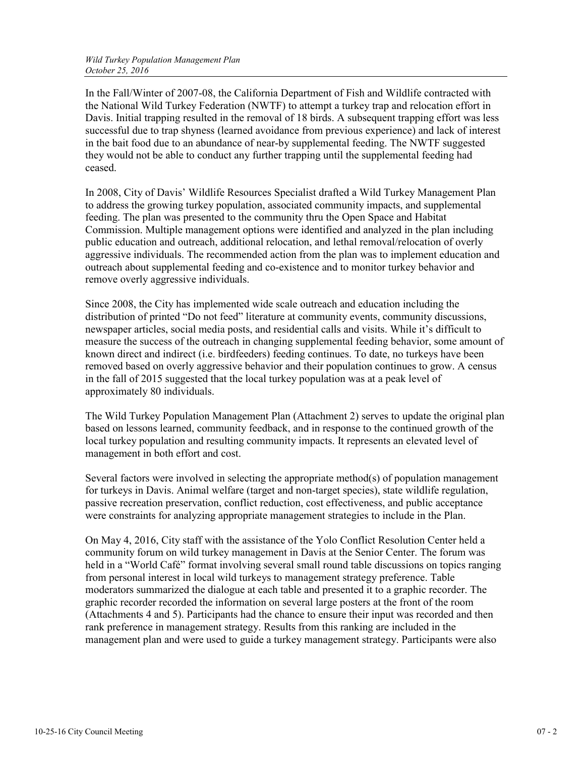In the Fall/Winter of 2007-08, the California Department of Fish and Wildlife contracted with the National Wild Turkey Federation (NWTF) to attempt a turkey trap and relocation effort in Davis. Initial trapping resulted in the removal of 18 birds. A subsequent trapping effort was less successful due to trap shyness (learned avoidance from previous experience) and lack of interest in the bait food due to an abundance of near-by supplemental feeding. The NWTF suggested they would not be able to conduct any further trapping until the supplemental feeding had ceased.

In 2008, City of Davis' Wildlife Resources Specialist drafted a Wild Turkey Management Plan to address the growing turkey population, associated community impacts, and supplemental feeding. The plan was presented to the community thru the Open Space and Habitat Commission. Multiple management options were identified and analyzed in the plan including public education and outreach, additional relocation, and lethal removal/relocation of overly aggressive individuals. The recommended action from the plan was to implement education and outreach about supplemental feeding and co-existence and to monitor turkey behavior and remove overly aggressive individuals.

Since 2008, the City has implemented wide scale outreach and education including the distribution of printed "Do not feed" literature at community events, community discussions, newspaper articles, social media posts, and residential calls and visits. While it's difficult to measure the success of the outreach in changing supplemental feeding behavior, some amount of known direct and indirect (i.e. birdfeeders) feeding continues. To date, no turkeys have been removed based on overly aggressive behavior and their population continues to grow. A census in the fall of 2015 suggested that the local turkey population was at a peak level of approximately 80 individuals.

The Wild Turkey Population Management Plan (Attachment 2) serves to update the original plan based on lessons learned, community feedback, and in response to the continued growth of the local turkey population and resulting community impacts. It represents an elevated level of management in both effort and cost.

Several factors were involved in selecting the appropriate method(s) of population management for turkeys in Davis. Animal welfare (target and non-target species), state wildlife regulation, passive recreation preservation, conflict reduction, cost effectiveness, and public acceptance were constraints for analyzing appropriate management strategies to include in the Plan.

On May 4, 2016, City staff with the assistance of the Yolo Conflict Resolution Center held a community forum on wild turkey management in Davis at the Senior Center. The forum was held in a "World Café" format involving several small round table discussions on topics ranging from personal interest in local wild turkeys to management strategy preference. Table moderators summarized the dialogue at each table and presented it to a graphic recorder. The graphic recorder recorded the information on several large posters at the front of the room (Attachments 4 and 5). Participants had the chance to ensure their input was recorded and then rank preference in management strategy. Results from this ranking are included in the management plan and were used to guide a turkey management strategy. Participants were also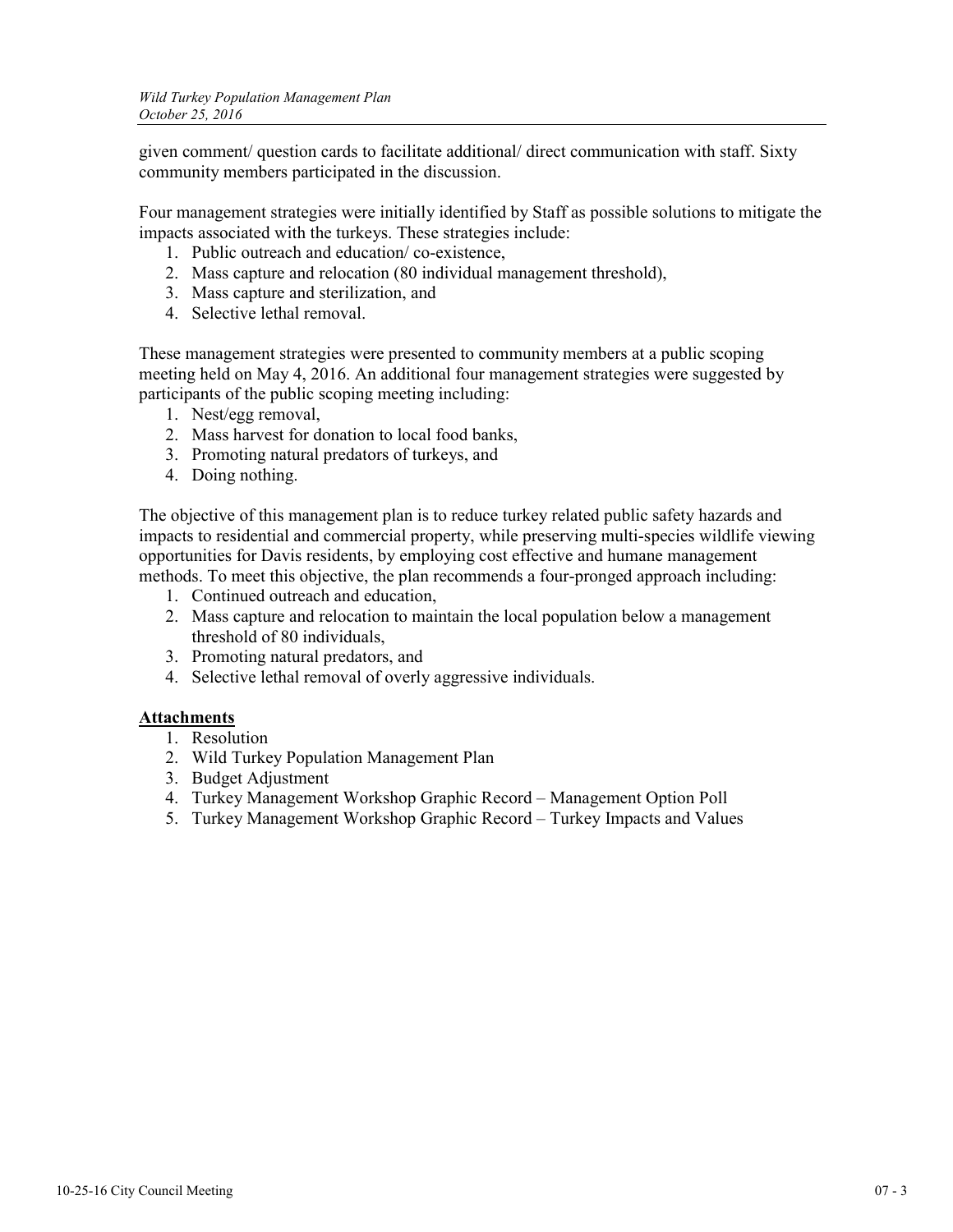given comment/ question cards to facilitate additional/ direct communication with staff. Sixty community members participated in the discussion.

Four management strategies were initially identified by Staff as possible solutions to mitigate the impacts associated with the turkeys. These strategies include:

1. Public outreach and education/ co-existence,
2. Mass capture and relocation (80 individual management threshold),
3. Mass capture and sterilization, and
4. Selective lethal removal.

These management strategies were presented to community members at a public scoping meeting held on May 4, 2016. An additional four management strategies were suggested by participants of the public scoping meeting including:

1. Nest/egg removal,
2. Mass harvest for donation to local food banks,
3. Promoting natural predators of turkeys, and
4. Doing nothing.

The objective of this management plan is to reduce turkey related public safety hazards and impacts to residential and commercial property, while preserving multi-species wildlife viewing opportunities for Davis residents, by employing cost effective and humane management methods. To meet this objective, the plan recommends a four-pronged approach including:

1. Continued outreach and education,
2. Mass capture and relocation to maintain the local population below a management threshold of 80 individuals,
3. Promoting natural predators, and
4. Selective lethal removal of overly aggressive individuals.

**Attachments**

1. Resolution
2. Wild Turkey Population Management Plan
3. Budget Adjustment
4. Turkey Management Workshop Graphic Record – Management Option Poll
5. Turkey Management Workshop Graphic Record – Turkey Impacts and Values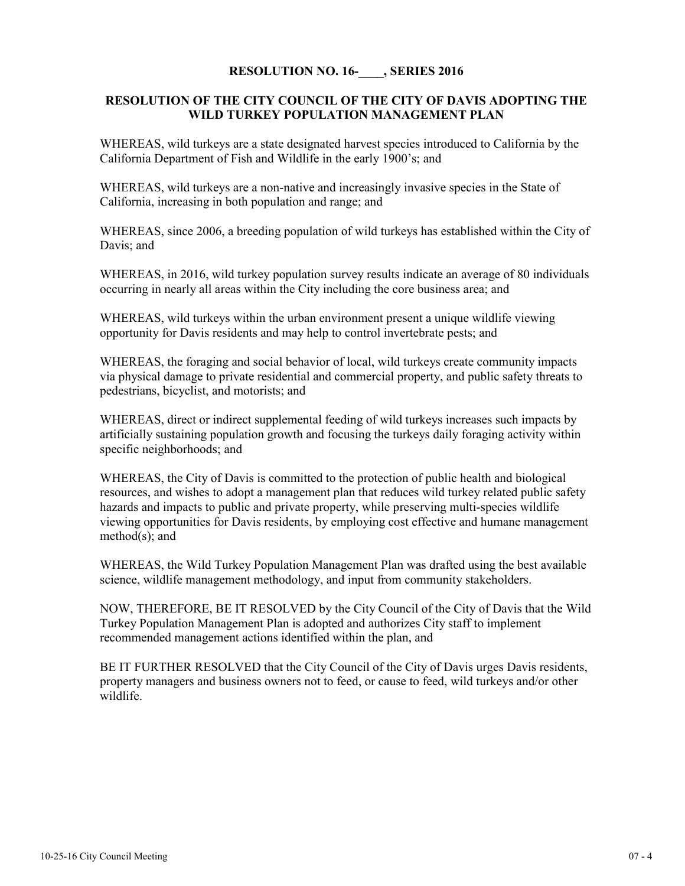**RESOLUTION NO. 16-____, SERIES 2016**

**RESOLUTION OF THE CITY COUNCIL OF THE CITY OF DAVIS ADOPTING THE WILD TURKEY POPULATION MANAGEMENT PLAN**

WHEREAS, wild turkeys are a state designated harvest species introduced to California by the California Department of Fish and Wildlife in the early 1900's; and

WHEREAS, wild turkeys are a non-native and increasingly invasive species in the State of California, increasing in both population and range; and

WHEREAS, since 2006, a breeding population of wild turkeys has established within the City of Davis; and

WHEREAS, in 2016, wild turkey population survey results indicate an average of 80 individuals occurring in nearly all areas within the City including the core business area; and

WHEREAS, wild turkeys within the urban environment present a unique wildlife viewing opportunity for Davis residents and may help to control invertebrate pests; and

WHEREAS, the foraging and social behavior of local, wild turkeys create community impacts via physical damage to private residential and commercial property, and public safety threats to pedestrians, bicyclist, and motorists; and

WHEREAS, direct or indirect supplemental feeding of wild turkeys increases such impacts by artificially sustaining population growth and focusing the turkeys daily foraging activity within specific neighborhoods; and

WHEREAS, the City of Davis is committed to the protection of public health and biological resources, and wishes to adopt a management plan that reduces wild turkey related public safety hazards and impacts to public and private property, while preserving multi-species wildlife viewing opportunities for Davis residents, by employing cost effective and humane management method(s); and

WHEREAS, the Wild Turkey Population Management Plan was drafted using the best available science, wildlife management methodology, and input from community stakeholders.

NOW, THEREFORE, BE IT RESOLVED by the City Council of the City of Davis that the Wild Turkey Population Management Plan is adopted and authorizes City staff to implement recommended management actions identified within the plan, and

BE IT FURTHER RESOLVED that the City Council of the City of Davis urges Davis residents, property managers and business owners not to feed, or cause to feed, wild turkeys and/or other wildlife.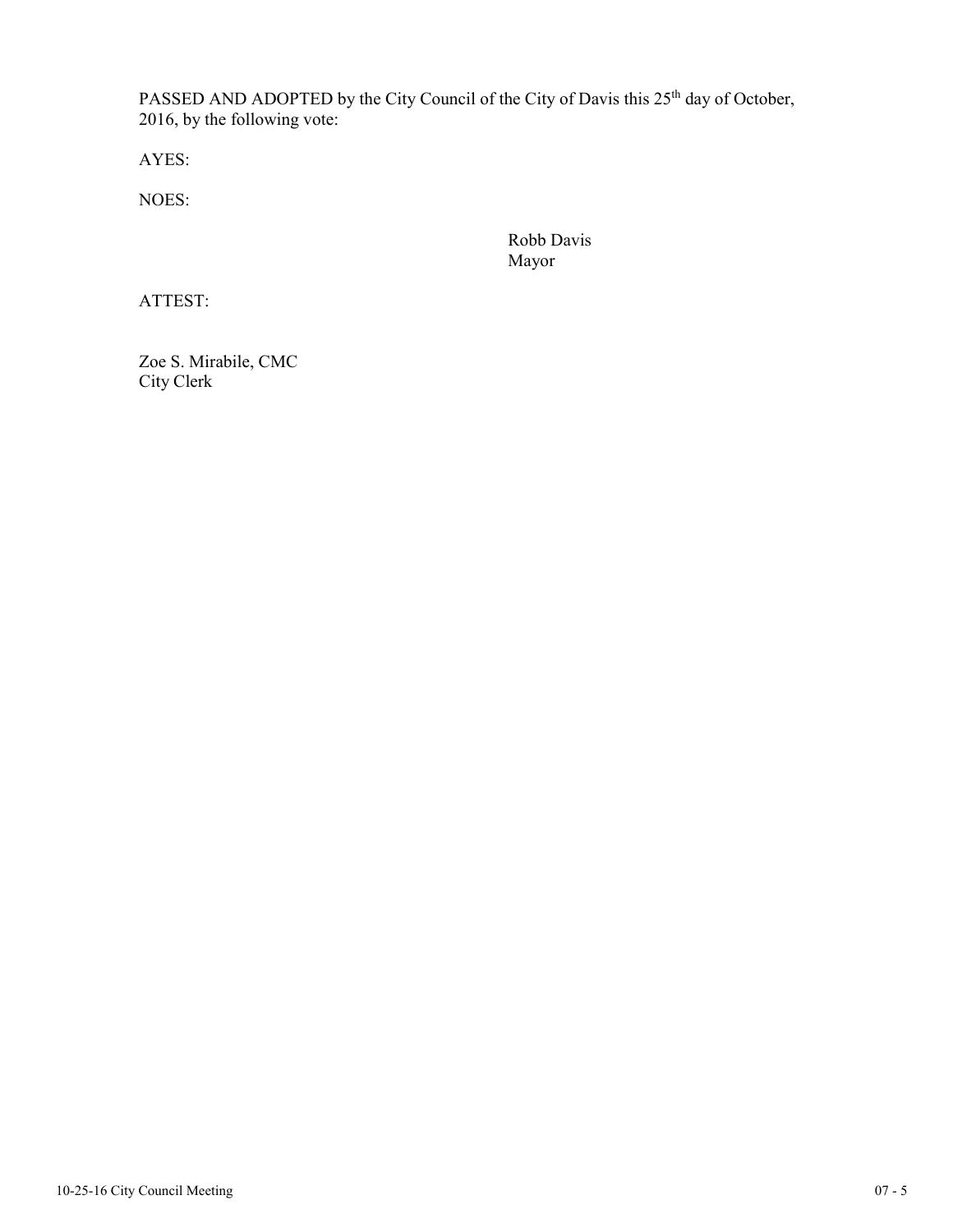PASSED AND ADOPTED by the City Council of the City of Davis this 25th day of October, 2016, by the following vote:

AYES:

NOES:

Robb Davis
Mayor

ATTEST:

Zoe S. Mirabile, CMC
City Clerk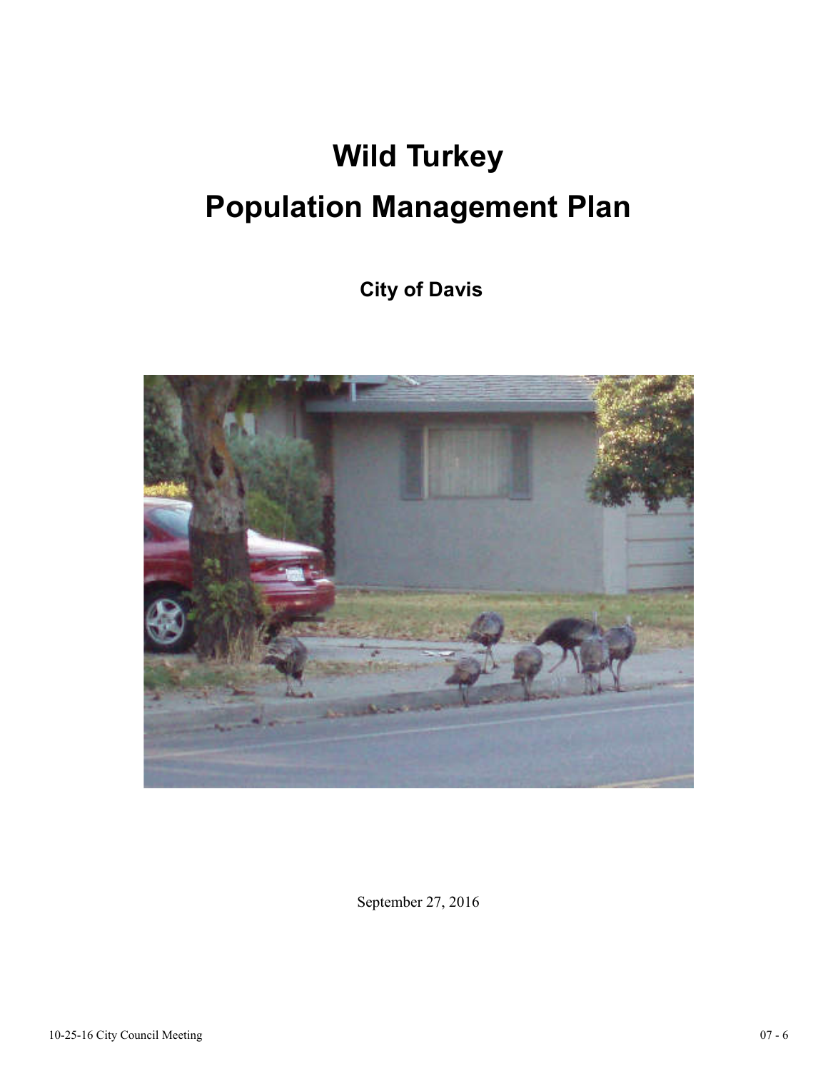# Wild Turkey
# Population Management Plan

**City of Davis**

September 27, 2016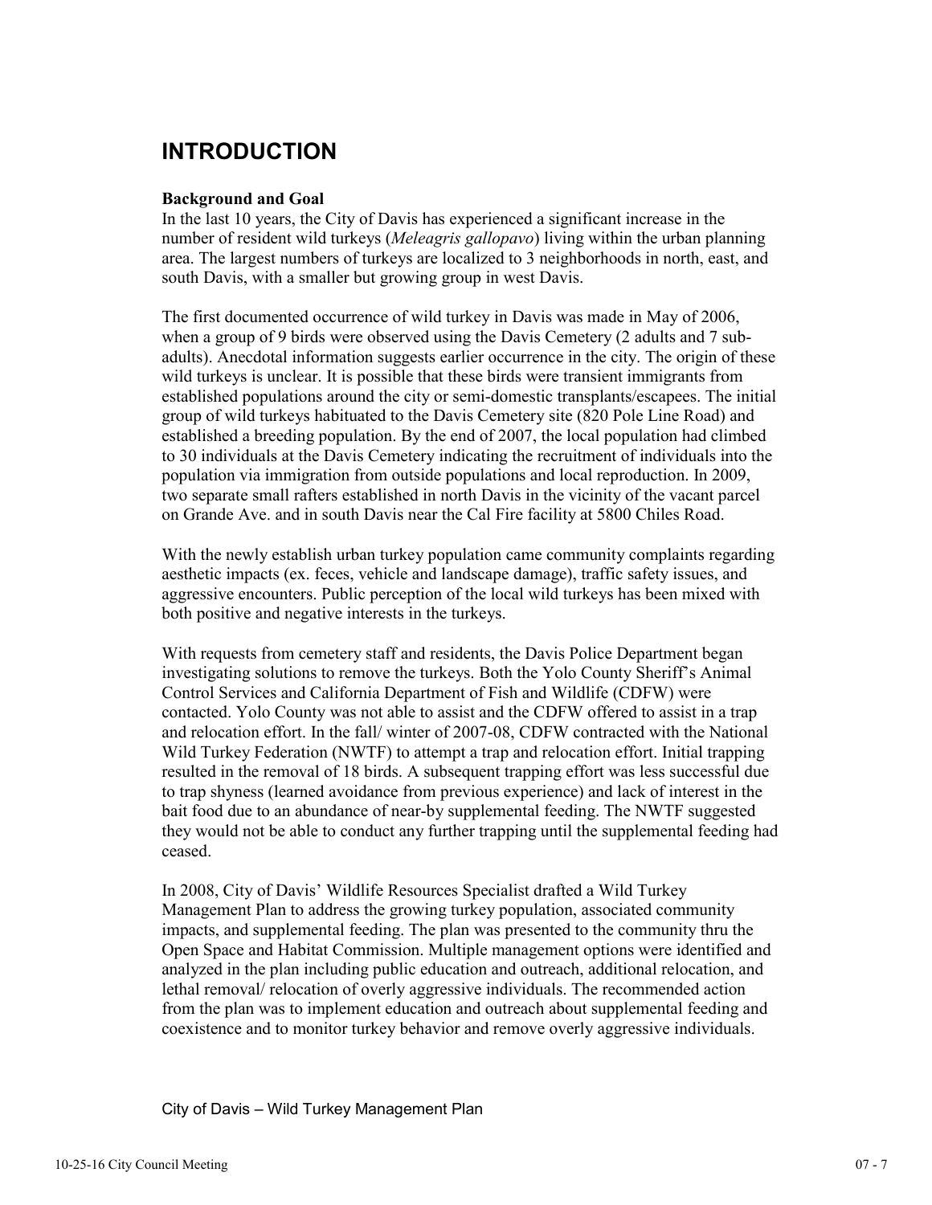# INTRODUCTION

**Background and Goal**

In the last 10 years, the City of Davis has experienced a significant increase in the number of resident wild turkeys (*Meleagris gallopavo*) living within the urban planning area. The largest numbers of turkeys are localized to 3 neighborhoods in north, east, and south Davis, with a smaller but growing group in west Davis.

The first documented occurrence of wild turkey in Davis was made in May of 2006, when a group of 9 birds were observed using the Davis Cemetery (2 adults and 7 sub-adults). Anecdotal information suggests earlier occurrence in the city. The origin of these wild turkeys is unclear. It is possible that these birds were transient immigrants from established populations around the city or semi-domestic transplants/escapees. The initial group of wild turkeys habituated to the Davis Cemetery site (820 Pole Line Road) and established a breeding population. By the end of 2007, the local population had climbed to 30 individuals at the Davis Cemetery indicating the recruitment of individuals into the population via immigration from outside populations and local reproduction. In 2009, two separate small rafters established in north Davis in the vicinity of the vacant parcel on Grande Ave. and in south Davis near the Cal Fire facility at 5800 Chiles Road.

With the newly establish urban turkey population came community complaints regarding aesthetic impacts (ex. feces, vehicle and landscape damage), traffic safety issues, and aggressive encounters. Public perception of the local wild turkeys has been mixed with both positive and negative interests in the turkeys.

With requests from cemetery staff and residents, the Davis Police Department began investigating solutions to remove the turkeys. Both the Yolo County Sheriff's Animal Control Services and California Department of Fish and Wildlife (CDFW) were contacted. Yolo County was not able to assist and the CDFW offered to assist in a trap and relocation effort. In the fall/ winter of 2007-08, CDFW contracted with the National Wild Turkey Federation (NWTF) to attempt a trap and relocation effort. Initial trapping resulted in the removal of 18 birds. A subsequent trapping effort was less successful due to trap shyness (learned avoidance from previous experience) and lack of interest in the bait food due to an abundance of near-by supplemental feeding. The NWTF suggested they would not be able to conduct any further trapping until the supplemental feeding had ceased.

In 2008, City of Davis' Wildlife Resources Specialist drafted a Wild Turkey Management Plan to address the growing turkey population, associated community impacts, and supplemental feeding. The plan was presented to the community thru the Open Space and Habitat Commission. Multiple management options were identified and analyzed in the plan including public education and outreach, additional relocation, and lethal removal/ relocation of overly aggressive individuals. The recommended action from the plan was to implement education and outreach about supplemental feeding and coexistence and to monitor turkey behavior and remove overly aggressive individuals.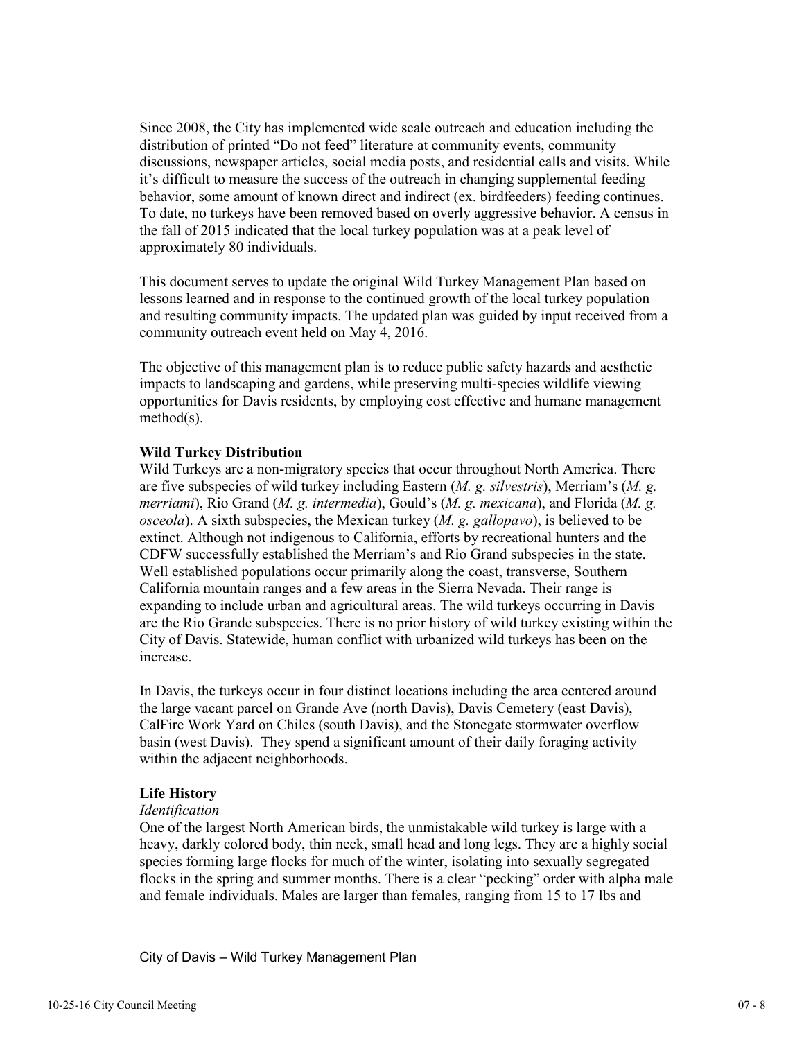Since 2008, the City has implemented wide scale outreach and education including the distribution of printed "Do not feed" literature at community events, community discussions, newspaper articles, social media posts, and residential calls and visits. While it's difficult to measure the success of the outreach in changing supplemental feeding behavior, some amount of known direct and indirect (ex. birdfeeders) feeding continues. To date, no turkeys have been removed based on overly aggressive behavior. A census in the fall of 2015 indicated that the local turkey population was at a peak level of approximately 80 individuals.

This document serves to update the original Wild Turkey Management Plan based on lessons learned and in response to the continued growth of the local turkey population and resulting community impacts. The updated plan was guided by input received from a community outreach event held on May 4, 2016.

The objective of this management plan is to reduce public safety hazards and aesthetic impacts to landscaping and gardens, while preserving multi-species wildlife viewing opportunities for Davis residents, by employing cost effective and humane management method(s).

**Wild Turkey Distribution**

Wild Turkeys are a non-migratory species that occur throughout North America. There are five subspecies of wild turkey including Eastern (*M. g. silvestris*), Merriam's (*M. g. merriami*), Rio Grand (*M. g. intermedia*), Gould's (*M. g. mexicana*), and Florida (*M. g. osceola*). A sixth subspecies, the Mexican turkey (*M. g. gallopavo*), is believed to be extinct. Although not indigenous to California, efforts by recreational hunters and the CDFW successfully established the Merriam's and Rio Grand subspecies in the state. Well established populations occur primarily along the coast, transverse, Southern California mountain ranges and a few areas in the Sierra Nevada. Their range is expanding to include urban and agricultural areas. The wild turkeys occurring in Davis are the Rio Grande subspecies. There is no prior history of wild turkey existing within the City of Davis. Statewide, human conflict with urbanized wild turkeys has been on the increase.

In Davis, the turkeys occur in four distinct locations including the area centered around the large vacant parcel on Grande Ave (north Davis), Davis Cemetery (east Davis), CalFire Work Yard on Chiles (south Davis), and the Stonegate stormwater overflow basin (west Davis). They spend a significant amount of their daily foraging activity within the adjacent neighborhoods.

**Life History**

*Identification*

One of the largest North American birds, the unmistakable wild turkey is large with a heavy, darkly colored body, thin neck, small head and long legs. They are a highly social species forming large flocks for much of the winter, isolating into sexually segregated flocks in the spring and summer months. There is a clear "pecking" order with alpha male and female individuals. Males are larger than females, ranging from 15 to 17 lbs and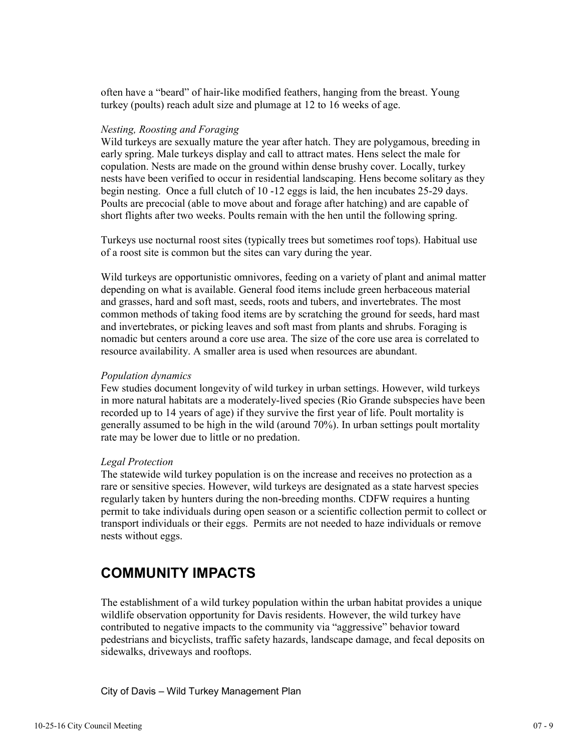often have a "beard" of hair-like modified feathers, hanging from the breast. Young turkey (poults) reach adult size and plumage at 12 to 16 weeks of age.

*Nesting, Roosting and Foraging*

Wild turkeys are sexually mature the year after hatch. They are polygamous, breeding in early spring. Male turkeys display and call to attract mates. Hens select the male for copulation. Nests are made on the ground within dense brushy cover. Locally, turkey nests have been verified to occur in residential landscaping. Hens become solitary as they begin nesting. Once a full clutch of 10 -12 eggs is laid, the hen incubates 25-29 days. Poults are precocial (able to move about and forage after hatching) and are capable of short flights after two weeks. Poults remain with the hen until the following spring.

Turkeys use nocturnal roost sites (typically trees but sometimes roof tops). Habitual use of a roost site is common but the sites can vary during the year.

Wild turkeys are opportunistic omnivores, feeding on a variety of plant and animal matter depending on what is available. General food items include green herbaceous material and grasses, hard and soft mast, seeds, roots and tubers, and invertebrates. The most common methods of taking food items are by scratching the ground for seeds, hard mast and invertebrates, or picking leaves and soft mast from plants and shrubs. Foraging is nomadic but centers around a core use area. The size of the core use area is correlated to resource availability. A smaller area is used when resources are abundant.

*Population dynamics*

Few studies document longevity of wild turkey in urban settings. However, wild turkeys in more natural habitats are a moderately-lived species (Rio Grande subspecies have been recorded up to 14 years of age) if they survive the first year of life. Poult mortality is generally assumed to be high in the wild (around 70%). In urban settings poult mortality rate may be lower due to little or no predation.

*Legal Protection*

The statewide wild turkey population is on the increase and receives no protection as a rare or sensitive species. However, wild turkeys are designated as a state harvest species regularly taken by hunters during the non-breeding months. CDFW requires a hunting permit to take individuals during open season or a scientific collection permit to collect or transport individuals or their eggs. Permits are not needed to haze individuals or remove nests without eggs.

## COMMUNITY IMPACTS

The establishment of a wild turkey population within the urban habitat provides a unique wildlife observation opportunity for Davis residents. However, the wild turkey have contributed to negative impacts to the community via "aggressive" behavior toward pedestrians and bicyclists, traffic safety hazards, landscape damage, and fecal deposits on sidewalks, driveways and rooftops.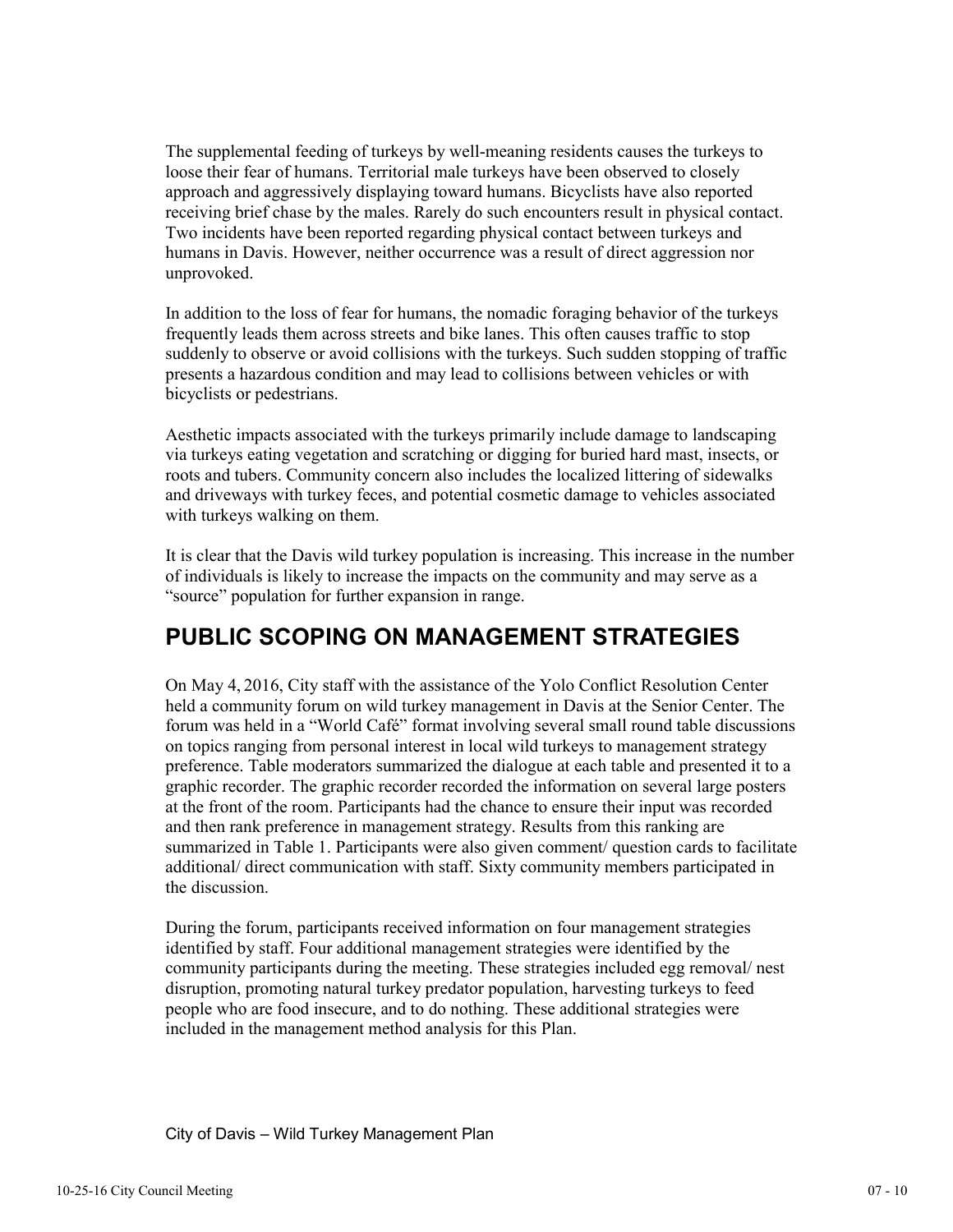The supplemental feeding of turkeys by well-meaning residents causes the turkeys to loose their fear of humans. Territorial male turkeys have been observed to closely approach and aggressively displaying toward humans. Bicyclists have also reported receiving brief chase by the males. Rarely do such encounters result in physical contact. Two incidents have been reported regarding physical contact between turkeys and humans in Davis. However, neither occurrence was a result of direct aggression nor unprovoked.

In addition to the loss of fear for humans, the nomadic foraging behavior of the turkeys frequently leads them across streets and bike lanes. This often causes traffic to stop suddenly to observe or avoid collisions with the turkeys. Such sudden stopping of traffic presents a hazardous condition and may lead to collisions between vehicles or with bicyclists or pedestrians.

Aesthetic impacts associated with the turkeys primarily include damage to landscaping via turkeys eating vegetation and scratching or digging for buried hard mast, insects, or roots and tubers. Community concern also includes the localized littering of sidewalks and driveways with turkey feces, and potential cosmetic damage to vehicles associated with turkeys walking on them.

It is clear that the Davis wild turkey population is increasing. This increase in the number of individuals is likely to increase the impacts on the community and may serve as a "source" population for further expansion in range.

## PUBLIC SCOPING ON MANAGEMENT STRATEGIES

On May 4, 2016, City staff with the assistance of the Yolo Conflict Resolution Center held a community forum on wild turkey management in Davis at the Senior Center. The forum was held in a "World Café" format involving several small round table discussions on topics ranging from personal interest in local wild turkeys to management strategy preference. Table moderators summarized the dialogue at each table and presented it to a graphic recorder. The graphic recorder recorded the information on several large posters at the front of the room. Participants had the chance to ensure their input was recorded and then rank preference in management strategy. Results from this ranking are summarized in Table 1. Participants were also given comment/ question cards to facilitate additional/ direct communication with staff. Sixty community members participated in the discussion.

During the forum, participants received information on four management strategies identified by staff. Four additional management strategies were identified by the community participants during the meeting. These strategies included egg removal/ nest disruption, promoting natural turkey predator population, harvesting turkeys to feed people who are food insecure, and to do nothing. These additional strategies were included in the management method analysis for this Plan.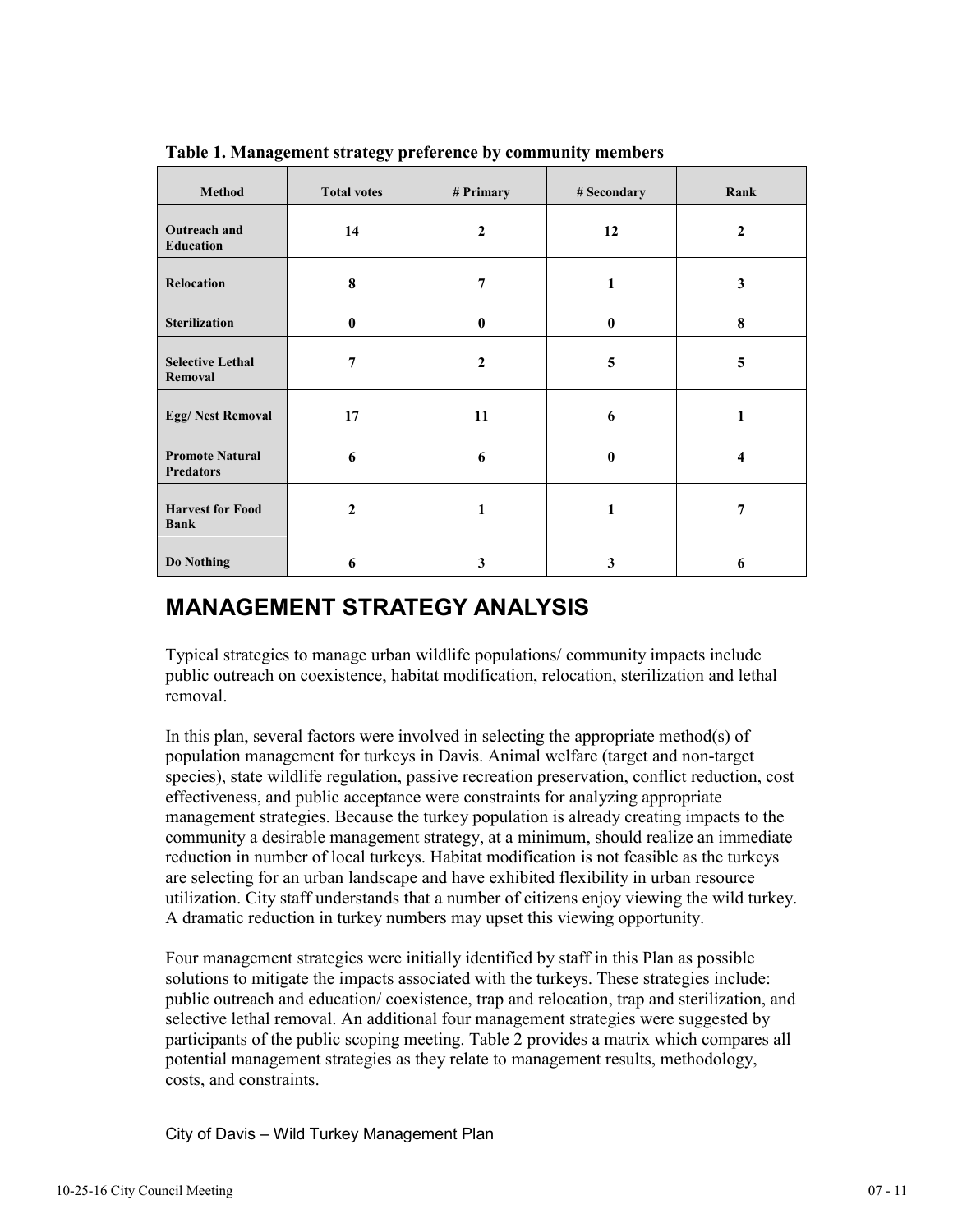**Table 1. Management strategy preference by community members**

| Method | Total votes | # Primary | # Secondary | Rank |
|---|---|---|---|---|
| **Outreach and Education** | **14** | **2** | **12** | **2** |
| **Relocation** | **8** | **7** | **1** | **3** |
| **Sterilization** | **0** | **0** | **0** | **8** |
| **Selective Lethal Removal** | **7** | **2** | **5** | **5** |
| **Egg/ Nest Removal** | **17** | **11** | **6** | **1** |
| **Promote Natural Predators** | **6** | **6** | **0** | **4** |
| **Harvest for Food Bank** | **2** | **1** | **1** | **7** |
| **Do Nothing** | **6** | **3** | **3** | **6** |

# MANAGEMENT STRATEGY ANALYSIS

Typical strategies to manage urban wildlife populations/ community impacts include public outreach on coexistence, habitat modification, relocation, sterilization and lethal removal.

In this plan, several factors were involved in selecting the appropriate method(s) of population management for turkeys in Davis. Animal welfare (target and non-target species), state wildlife regulation, passive recreation preservation, conflict reduction, cost effectiveness, and public acceptance were constraints for analyzing appropriate management strategies. Because the turkey population is already creating impacts to the community a desirable management strategy, at a minimum, should realize an immediate reduction in number of local turkeys. Habitat modification is not feasible as the turkeys are selecting for an urban landscape and have exhibited flexibility in urban resource utilization. City staff understands that a number of citizens enjoy viewing the wild turkey. A dramatic reduction in turkey numbers may upset this viewing opportunity.

Four management strategies were initially identified by staff in this Plan as possible solutions to mitigate the impacts associated with the turkeys. These strategies include: public outreach and education/ coexistence, trap and relocation, trap and sterilization, and selective lethal removal. An additional four management strategies were suggested by participants of the public scoping meeting. Table 2 provides a matrix which compares all potential management strategies as they relate to management results, methodology, costs, and constraints.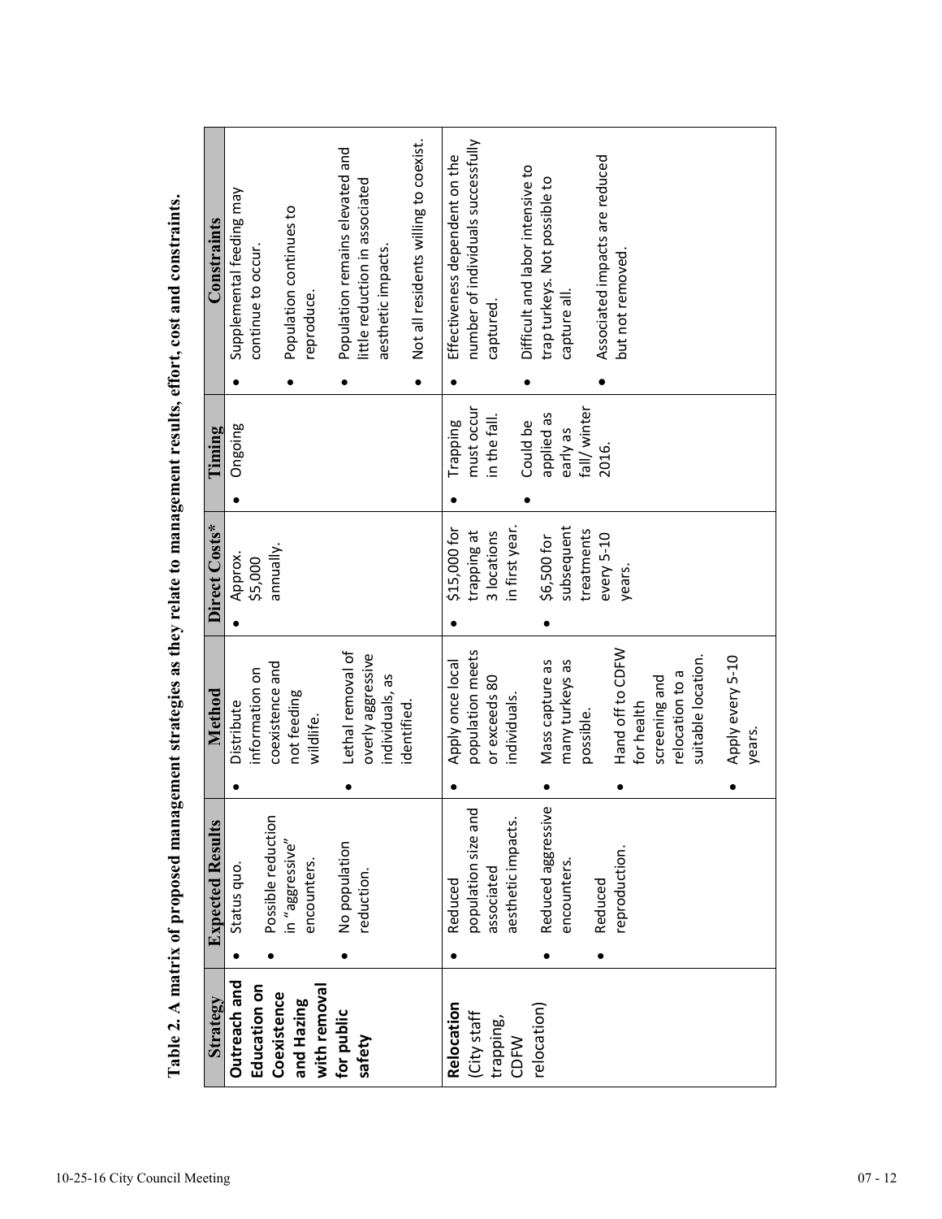**Table 2. A matrix of proposed management strategies as they relate to management results, effort, cost and constraints.**

| Strategy | Expected Results | Method | Direct Costs* | Timing | Constraints |
|---|---|---|---|---|---|
| **Outreach and Education on Coexistence and Hazing with removal for public safety** | • Status quo.<br>• Possible reduction in "aggressive" encounters.<br>• No population reduction. | • Distribute information on coexistence and not feeding wildlife.<br>• Lethal removal of overly aggressive individuals, as identified. | • Approx. $5,000 annually. | • Ongoing | • Supplemental feeding may continue to occur.<br>• Population continues to reproduce.<br>• Population remains elevated and little reduction in associated aesthetic impacts.<br>• Not all residents willing to coexist. |
| **Relocation** (City staff trapping, CDFW relocation) | • Reduced population size and associated aesthetic impacts.<br>• Reduced aggressive encounters.<br>• Reduced reproduction. | • Apply once local population meets or exceeds 80 individuals.<br>• Mass capture as many turkeys as possible.<br>• Hand off to CDFW for health screening and relocation to a suitable location.<br>• Apply every 5-10 years. | • $15,000 for trapping at 3 locations in first year.<br>• $6,500 for subsequent treatments every 5-10 years. | • Trapping must occur in the fall.<br>• Could be applied as early as fall/winter 2016. | • Effectiveness dependent on the number of individuals successfully captured.<br>• Difficult and labor intensive to trap turkeys. Not possible to capture all.<br>• Associated impacts are reduced but not removed. |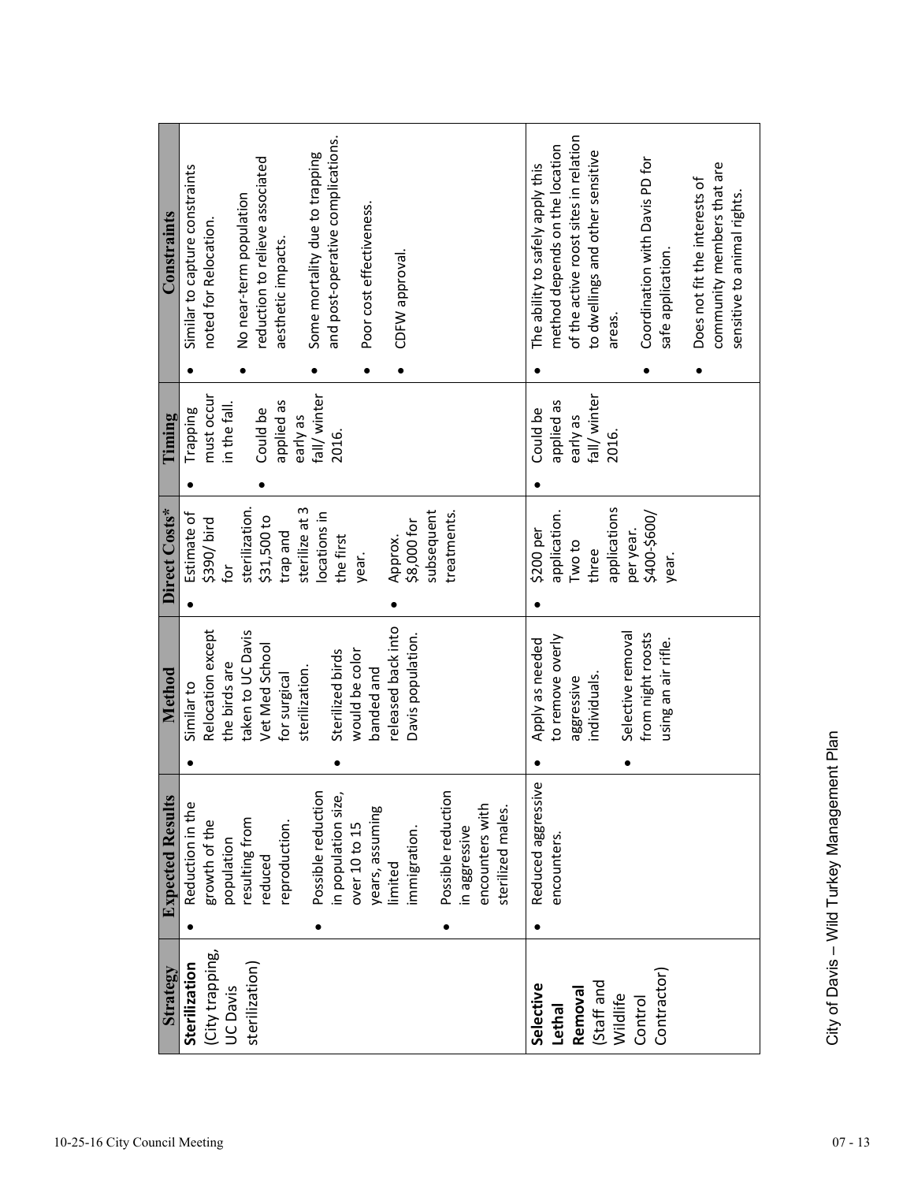| Strategy | Expected Results | Method | Direct Costs* | Timing | Constraints |
|---|---|---|---|---|---|
| **Sterilization** (City trapping, UC Davis sterilization) | • Reduction in the growth of the population resulting from reduced reproduction. • Possible reduction in population size, over 10 to 15 years, assuming limited immigration. • Possible reduction in aggressive encounters with sterilized males. | • Similar to Relocation except the birds are taken to UC Davis Vet Med School for surgical sterilization. • Sterilized birds would be color banded and released back into Davis population. | • Estimate of $390/ bird for sterilization. $31,500 to trap and sterilize at 3 locations in the first year. • Approx. $8,000 for subsequent treatments. | • Trapping must occur in the fall. • Could be applied as early as fall/ winter 2016. | • Similar to capture constraints noted for Relocation. • No near-term population reduction to relieve associated aesthetic impacts. • Some mortality due to trapping and post-operative complications. • Poor cost effectiveness. • CDFW approval. |
| **Selective Lethal Removal** (Staff and Wildlife Control Contractor) | • Reduced aggressive encounters. | • Apply as needed to remove overly aggressive individuals. • Selective removal from night roosts using an air rifle. | • $200 per application. Two to three applications per year. $400-$600/ year. | • Could be applied as early as fall/ winter 2016. | • The ability to safely apply this method depends on the location of the active roost sites in relation to dwellings and other sensitive areas. • Coordination with Davis PD for safe application. • Does not fit the interests of community members that are sensitive to animal rights. |

City of Davis – Wild Turkey Management Plan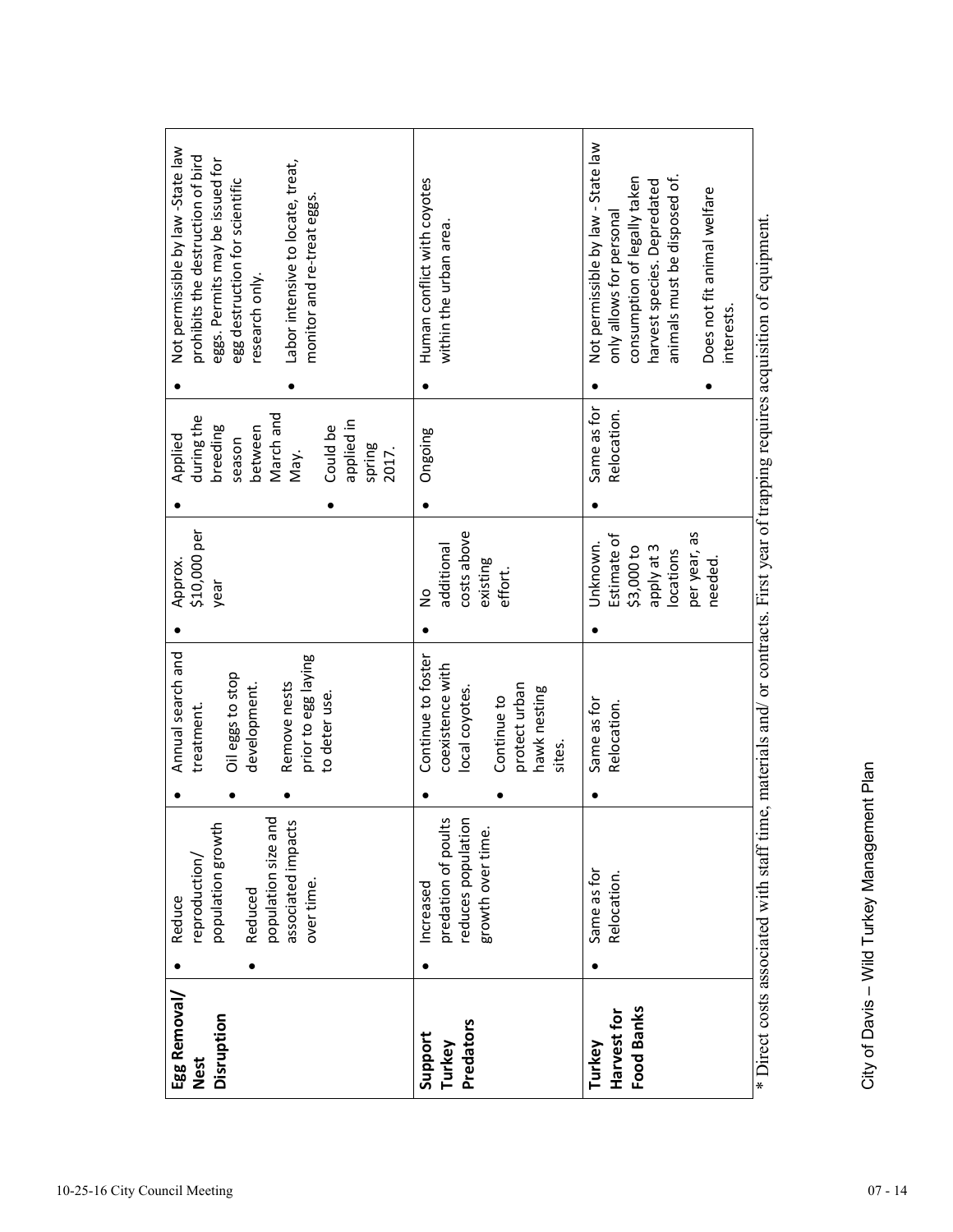| | | | | | |
|---|---|---|---|---|---|
| **Egg Removal/ Nest Disruption** | • Reduce reproduction/ population growth<br>• Reduced population size and associated impacts over time. | • Annual search and treatment.<br>• Oil eggs to stop development.<br>• Remove nests prior to egg laying to deter use. | • Approx. $10,000 per year | • Applied during the breeding season between March and May.<br>• Could be applied in spring 2017. | • Not permissible by law -State law prohibits the destruction of bird eggs. Permits may be issued for egg destruction for scientific research only.<br>• Labor intensive to locate, treat, monitor and re-treat eggs. |
| **Support Turkey Predators** | • Increased predation of poults reduces population growth over time. | • Continue to foster coexistence with local coyotes.<br>• Continue to protect urban hawk nesting sites. | • No additional costs above existing effort. | • Ongoing | • Human conflict with coyotes within the urban area. |
| **Turkey Harvest for Food Banks** | • Same as for Relocation. | • Same as for Relocation. | • Unknown. Estimate of $3,000 to apply at 3 locations per year, as needed. | • Same as for Relocation. | • Not permissible by law - State law only allows for personal consumption of legally taken harvest species. Depredated animals must be disposed of.<br>• Does not fit animal welfare interests. |

* Direct costs associated with staff time, materials and/ or contracts. First year of trapping requires acquisition of equipment.

City of Davis – Wild Turkey Management Plan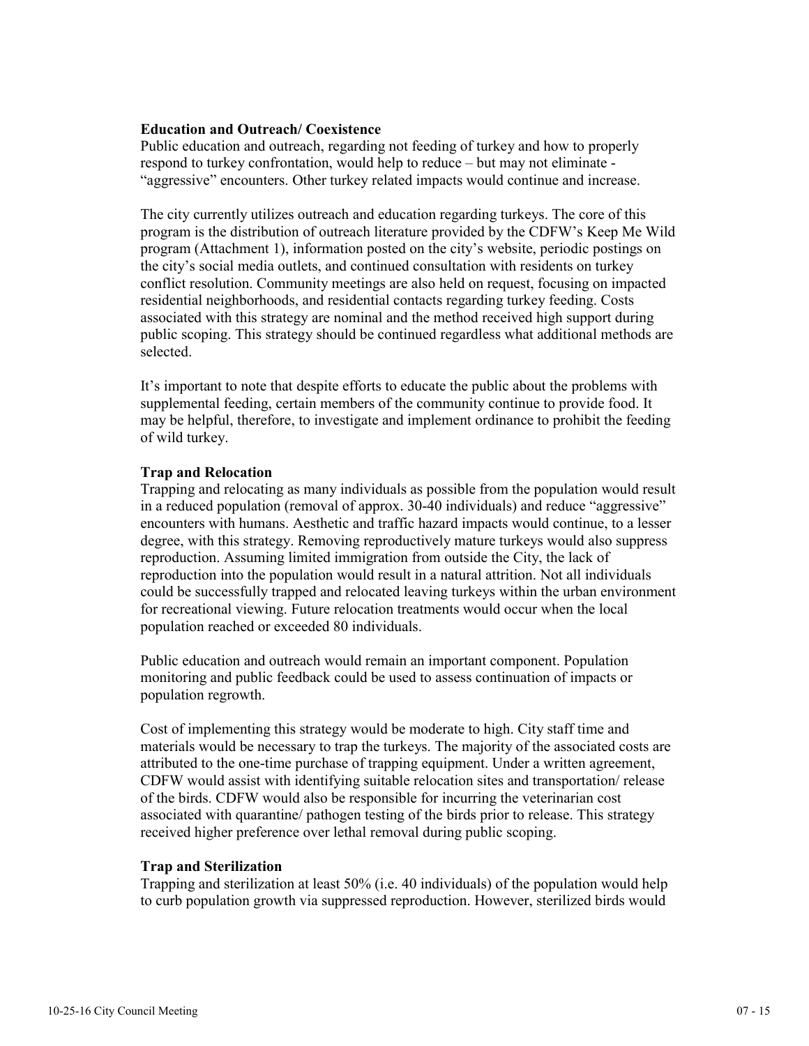**Education and Outreach/ Coexistence**

Public education and outreach, regarding not feeding of turkey and how to properly respond to turkey confrontation, would help to reduce – but may not eliminate - "aggressive" encounters. Other turkey related impacts would continue and increase.

The city currently utilizes outreach and education regarding turkeys. The core of this program is the distribution of outreach literature provided by the CDFW's Keep Me Wild program (Attachment 1), information posted on the city's website, periodic postings on the city's social media outlets, and continued consultation with residents on turkey conflict resolution. Community meetings are also held on request, focusing on impacted residential neighborhoods, and residential contacts regarding turkey feeding. Costs associated with this strategy are nominal and the method received high support during public scoping. This strategy should be continued regardless what additional methods are selected.

It's important to note that despite efforts to educate the public about the problems with supplemental feeding, certain members of the community continue to provide food. It may be helpful, therefore, to investigate and implement ordinance to prohibit the feeding of wild turkey.

**Trap and Relocation**

Trapping and relocating as many individuals as possible from the population would result in a reduced population (removal of approx. 30-40 individuals) and reduce "aggressive" encounters with humans. Aesthetic and traffic hazard impacts would continue, to a lesser degree, with this strategy. Removing reproductively mature turkeys would also suppress reproduction. Assuming limited immigration from outside the City, the lack of reproduction into the population would result in a natural attrition. Not all individuals could be successfully trapped and relocated leaving turkeys within the urban environment for recreational viewing. Future relocation treatments would occur when the local population reached or exceeded 80 individuals.

Public education and outreach would remain an important component. Population monitoring and public feedback could be used to assess continuation of impacts or population regrowth.

Cost of implementing this strategy would be moderate to high. City staff time and materials would be necessary to trap the turkeys. The majority of the associated costs are attributed to the one-time purchase of trapping equipment. Under a written agreement, CDFW would assist with identifying suitable relocation sites and transportation/ release of the birds. CDFW would also be responsible for incurring the veterinarian cost associated with quarantine/ pathogen testing of the birds prior to release. This strategy received higher preference over lethal removal during public scoping.

**Trap and Sterilization**

Trapping and sterilization at least 50% (i.e. 40 individuals) of the population would help to curb population growth via suppressed reproduction. However, sterilized birds would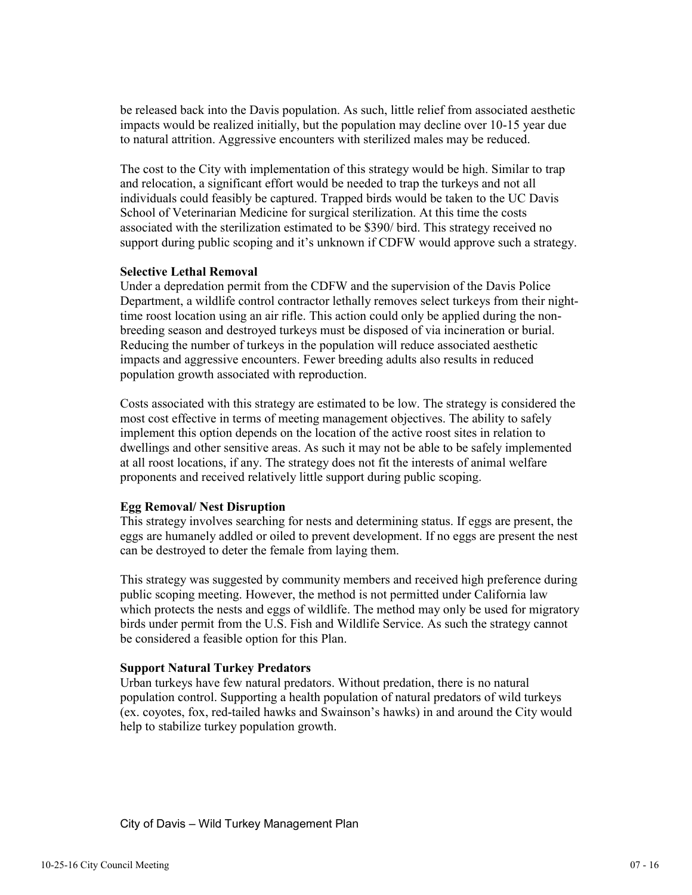be released back into the Davis population. As such, little relief from associated aesthetic impacts would be realized initially, but the population may decline over 10-15 year due to natural attrition. Aggressive encounters with sterilized males may be reduced.

The cost to the City with implementation of this strategy would be high. Similar to trap and relocation, a significant effort would be needed to trap the turkeys and not all individuals could feasibly be captured. Trapped birds would be taken to the UC Davis School of Veterinarian Medicine for surgical sterilization. At this time the costs associated with the sterilization estimated to be $390/ bird. This strategy received no support during public scoping and it's unknown if CDFW would approve such a strategy.

**Selective Lethal Removal**

Under a depredation permit from the CDFW and the supervision of the Davis Police Department, a wildlife control contractor lethally removes select turkeys from their night-time roost location using an air rifle. This action could only be applied during the non-breeding season and destroyed turkeys must be disposed of via incineration or burial. Reducing the number of turkeys in the population will reduce associated aesthetic impacts and aggressive encounters. Fewer breeding adults also results in reduced population growth associated with reproduction.

Costs associated with this strategy are estimated to be low. The strategy is considered the most cost effective in terms of meeting management objectives. The ability to safely implement this option depends on the location of the active roost sites in relation to dwellings and other sensitive areas. As such it may not be able to be safely implemented at all roost locations, if any. The strategy does not fit the interests of animal welfare proponents and received relatively little support during public scoping.

**Egg Removal/ Nest Disruption**

This strategy involves searching for nests and determining status. If eggs are present, the eggs are humanely addled or oiled to prevent development. If no eggs are present the nest can be destroyed to deter the female from laying them.

This strategy was suggested by community members and received high preference during public scoping meeting. However, the method is not permitted under California law which protects the nests and eggs of wildlife. The method may only be used for migratory birds under permit from the U.S. Fish and Wildlife Service. As such the strategy cannot be considered a feasible option for this Plan.

**Support Natural Turkey Predators**

Urban turkeys have few natural predators. Without predation, there is no natural population control. Supporting a health population of natural predators of wild turkeys (ex. coyotes, fox, red-tailed hawks and Swainson's hawks) in and around the City would help to stabilize turkey population growth.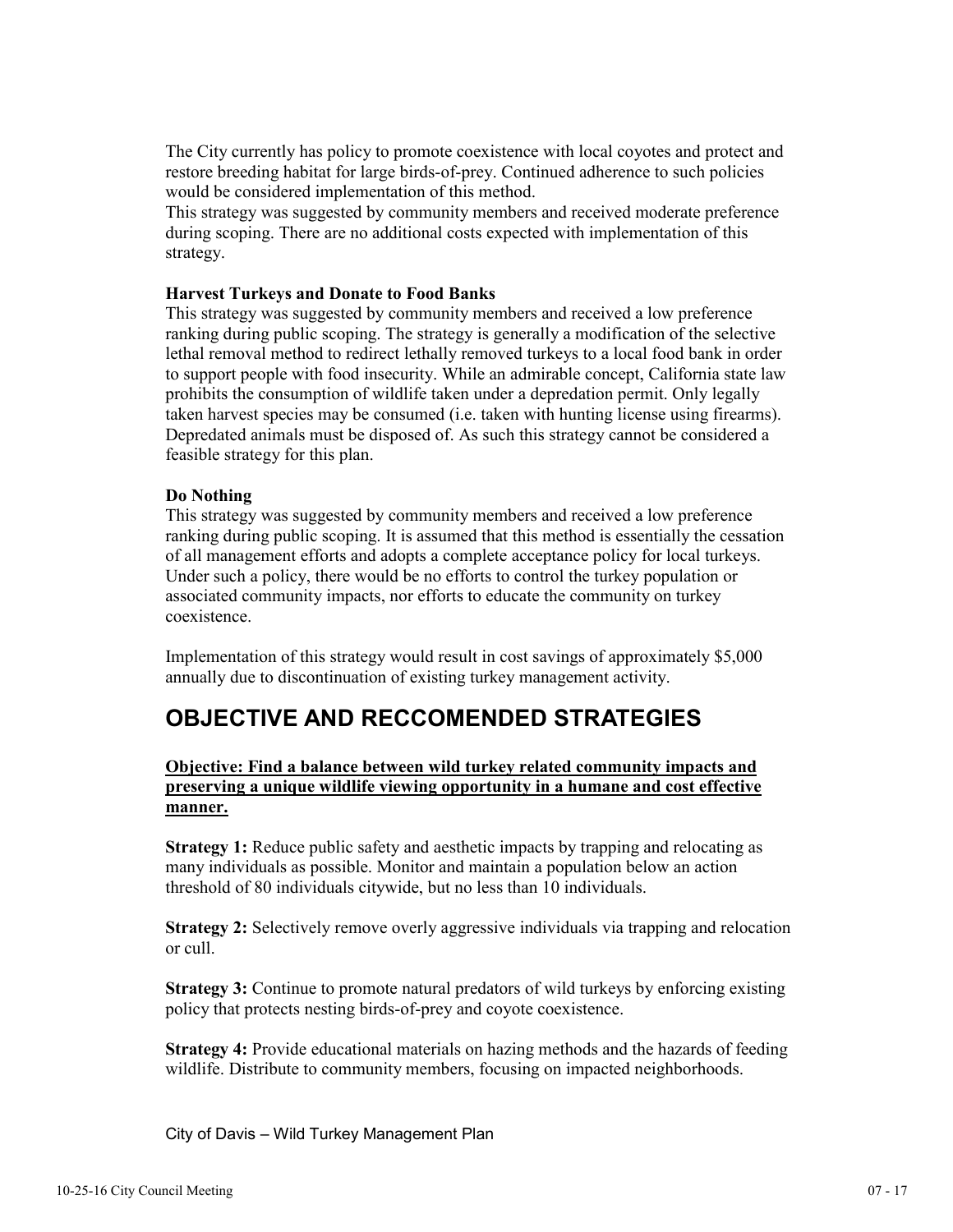The City currently has policy to promote coexistence with local coyotes and protect and restore breeding habitat for large birds-of-prey. Continued adherence to such policies would be considered implementation of this method.
This strategy was suggested by community members and received moderate preference during scoping. There are no additional costs expected with implementation of this strategy.

**Harvest Turkeys and Donate to Food Banks**
This strategy was suggested by community members and received a low preference ranking during public scoping. The strategy is generally a modification of the selective lethal removal method to redirect lethally removed turkeys to a local food bank in order to support people with food insecurity. While an admirable concept, California state law prohibits the consumption of wildlife taken under a depredation permit. Only legally taken harvest species may be consumed (i.e. taken with hunting license using firearms). Depredated animals must be disposed of. As such this strategy cannot be considered a feasible strategy for this plan.

**Do Nothing**
This strategy was suggested by community members and received a low preference ranking during public scoping. It is assumed that this method is essentially the cessation of all management efforts and adopts a complete acceptance policy for local turkeys. Under such a policy, there would be no efforts to control the turkey population or associated community impacts, nor efforts to educate the community on turkey coexistence.

Implementation of this strategy would result in cost savings of approximately $5,000 annually due to discontinuation of existing turkey management activity.

## OBJECTIVE AND RECCOMENDED STRATEGIES

**Objective: Find a balance between wild turkey related community impacts and preserving a unique wildlife viewing opportunity in a humane and cost effective manner.**

**Strategy 1:** Reduce public safety and aesthetic impacts by trapping and relocating as many individuals as possible. Monitor and maintain a population below an action threshold of 80 individuals citywide, but no less than 10 individuals.

**Strategy 2:** Selectively remove overly aggressive individuals via trapping and relocation or cull.

**Strategy 3:** Continue to promote natural predators of wild turkeys by enforcing existing policy that protects nesting birds-of-prey and coyote coexistence.

**Strategy 4:** Provide educational materials on hazing methods and the hazards of feeding wildlife. Distribute to community members, focusing on impacted neighborhoods.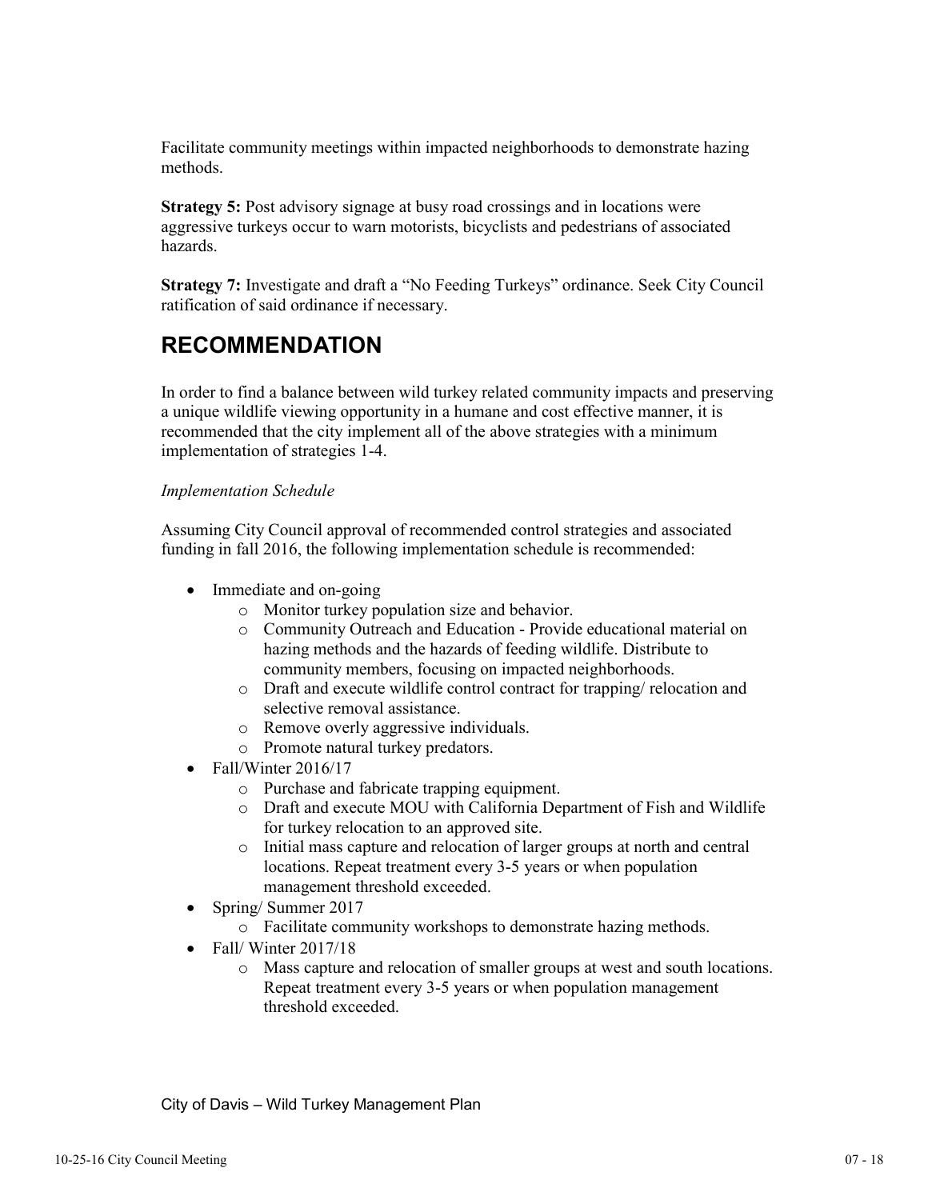Facilitate community meetings within impacted neighborhoods to demonstrate hazing methods.

**Strategy 5:** Post advisory signage at busy road crossings and in locations were aggressive turkeys occur to warn motorists, bicyclists and pedestrians of associated hazards.

**Strategy 7:** Investigate and draft a "No Feeding Turkeys" ordinance. Seek City Council ratification of said ordinance if necessary.

# RECOMMENDATION

In order to find a balance between wild turkey related community impacts and preserving a unique wildlife viewing opportunity in a humane and cost effective manner, it is recommended that the city implement all of the above strategies with a minimum implementation of strategies 1-4.

*Implementation Schedule*

Assuming City Council approval of recommended control strategies and associated funding in fall 2016, the following implementation schedule is recommended:

- Immediate and on-going
    - Monitor turkey population size and behavior.
    - Community Outreach and Education - Provide educational material on hazing methods and the hazards of feeding wildlife. Distribute to community members, focusing on impacted neighborhoods.
    - Draft and execute wildlife control contract for trapping/ relocation and selective removal assistance.
    - Remove overly aggressive individuals.
    - Promote natural turkey predators.
- Fall/Winter 2016/17
    - Purchase and fabricate trapping equipment.
    - Draft and execute MOU with California Department of Fish and Wildlife for turkey relocation to an approved site.
    - Initial mass capture and relocation of larger groups at north and central locations. Repeat treatment every 3-5 years or when population management threshold exceeded.
- Spring/ Summer 2017
    - Facilitate community workshops to demonstrate hazing methods.
- Fall/ Winter 2017/18
    - Mass capture and relocation of smaller groups at west and south locations. Repeat treatment every 3-5 years or when population management threshold exceeded.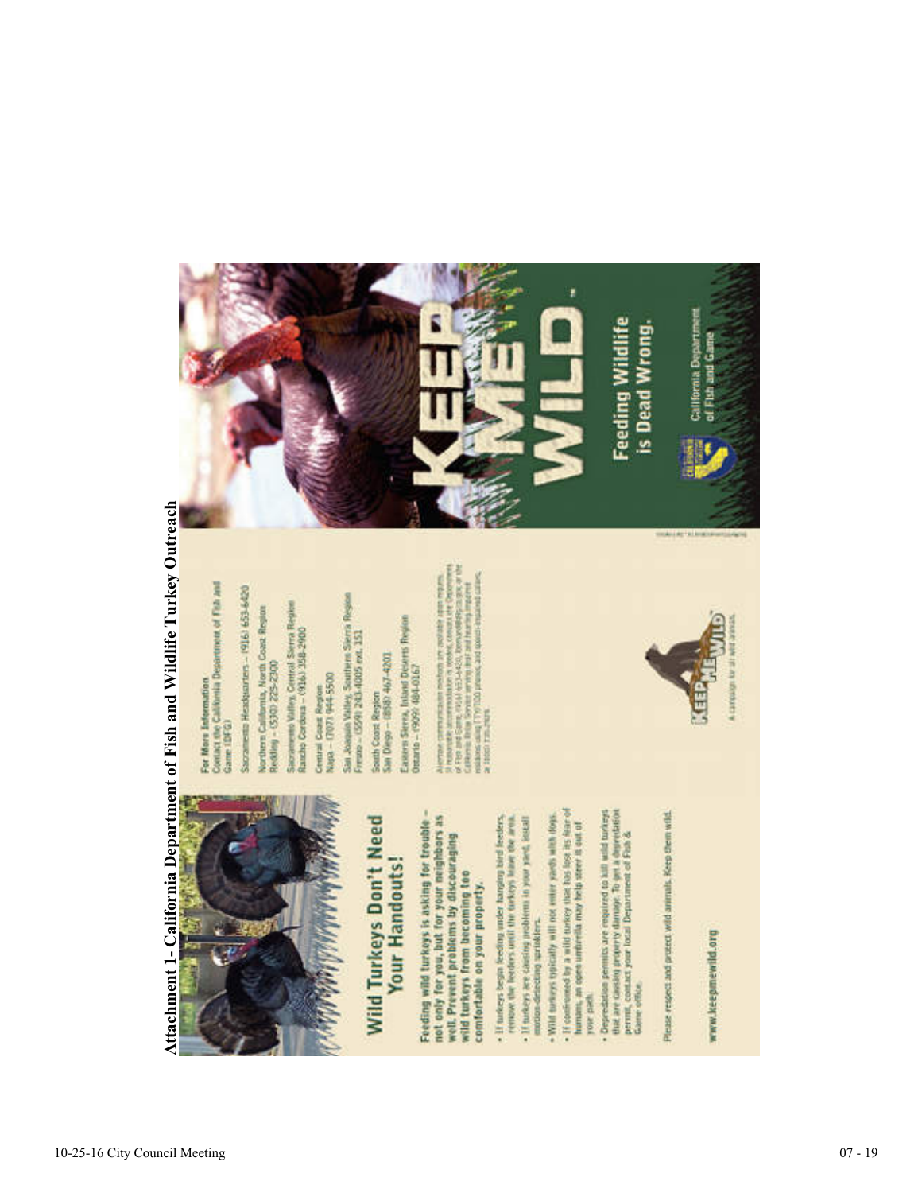# Attachment 1- California Department of Fish and Wildlife Turkey Outreach

## Wild Turkeys Don't Need Your Handouts!

**Feeding wild turkeys is asking for trouble – not only for you, but for your neighbors as well. Prevent problems by discouraging wild turkeys from becoming too comfortable on your property.**

- If turkeys begin feeding under hanging bird feeders, remove the feeders until the turkeys leave the area.
- If turkeys are causing problems in your yard, install motion-detecting sprinklers.
- Wild turkeys typically will not enter yards with dogs.
- If confronted by a wild turkey that has lost its fear of humans, an open umbrella may help steer it out of your path.
- Depredation permits are required to kill wild turkeys that are causing property damage. To get a depredation permit, contact your local Department of Fish & Game office.

Please respect and protect wild animals. Keep them wild.

www.keepmewild.org

**For More Information**
Contact the California Department of Fish and Game (DFG)

Sacramento Headquarters – (916) 653-6420

Northern California, North Coast Region
Redding – (530) 225-2300

Sacramento Valley, Central Sierra Region
Rancho Cordova – (916) 358-2900

Central Coast Region
Napa – (707) 944-5500

San Joaquin Valley, Southern Sierra Region
Fresno – (559) 243-4005 ext. 151

South Coast Region
San Diego – (858) 467-4201

Eastern Sierra, Inland Deserts Region
Ontario – (909) 484-0167

Alternate communication methods are available upon request. If reasonable accommodation is needed, contact the Department of Fish and Game, (916) 653-4430, [illegible] or the California Relay Service serving deaf and hearing impaired residents using TTY/TDD phones, and speech-impaired callers at (800) 735-2929.

KEEP ME WILD
A campaign for all wild animals.

# KEEP ME WILD™

**Feeding Wildlife is Dead Wrong.**

California Department of Fish and Game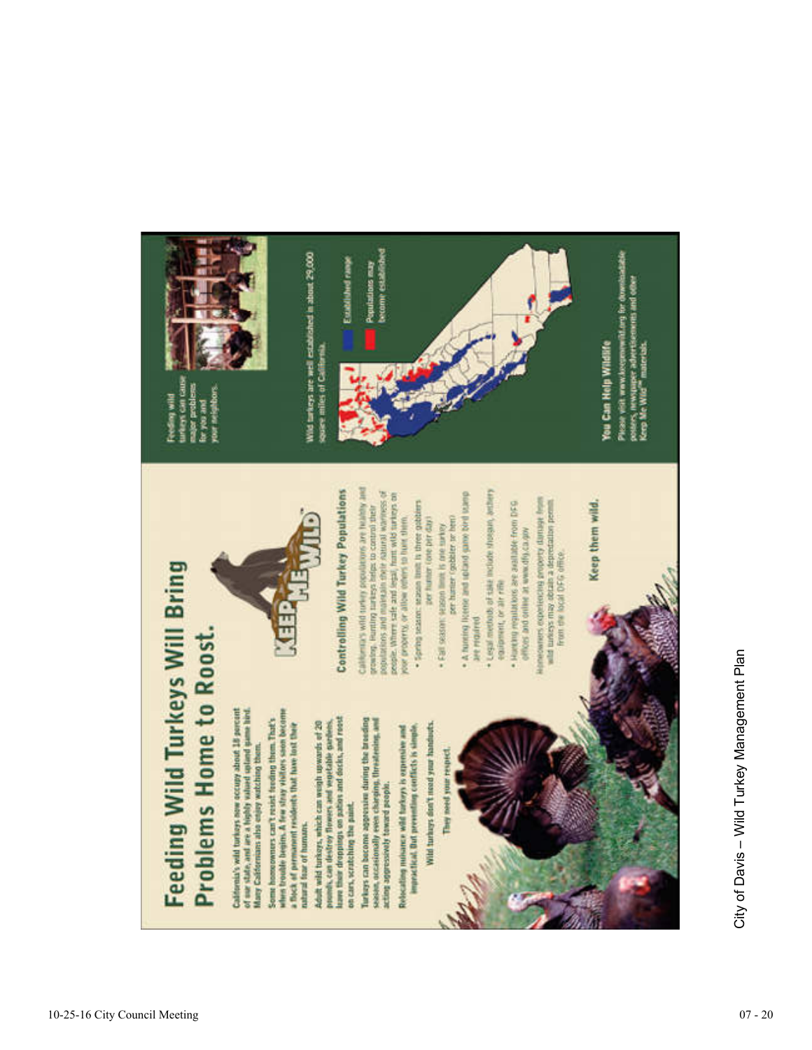# Feeding Wild Turkeys Will Bring Problems Home to Roost.

California's wild turkeys now occupy about 18 percent of our state, and are a highly valued upland game bird. Many Californians also enjoy watching them.

Some homeowners can't resist feeding them. That's when trouble begins. A few stray visitors soon become a flock of permanent residents that have lost their natural fear of humans.

Adult wild turkeys, which can weigh upwards of 20 pounds, can destroy flowers and vegetable gardens, leave their droppings on patios and decks, and roost on cars, scratching the paint.

Turkeys can become aggressive during the breeding season, occasionally even charging, threatening, and acting aggressively toward people.

Relocating nuisance wild turkeys is expensive and impractical. But preventing conflicts is simple.

Wild turkeys don't need your handouts.

They need your respect.

KEEP ME WILD

## Controlling Wild Turkey Populations

California's wild turkey populations are healthy and growing. Hunting turkeys helps to control their populations and maintain their natural wariness of people. Where safe and legal, hunt wild turkeys on your property, or allow others to hunt them.

- Spring season: season limit is three gobblers per hunter (one per day)
- Fall season: season limit is one turkey per hunter (gobbler or hen)
- A hunting license and upland game bird stamp are required
- Legal methods of take include shotgun, archery equipment, or air rifle
- Hunting regulations are available from DFG offices and online at www.dfg.ca.gov

Homeowners experiencing property damage from wild turkeys may obtain a depredation permit from the local DFG office.

Keep them wild.

Feeding wild turkeys can cause major problems for you and your neighbors.

Wild turkeys are well established in about 29,000 square miles of California.

Established range

Populations may become established

## You Can Help Wildlife

Please visit www.keepmewild.org for downloadable posters, newspaper advertisements and other Keep Me Wild™ materials.

City of Davis – Wild Turkey Management Plan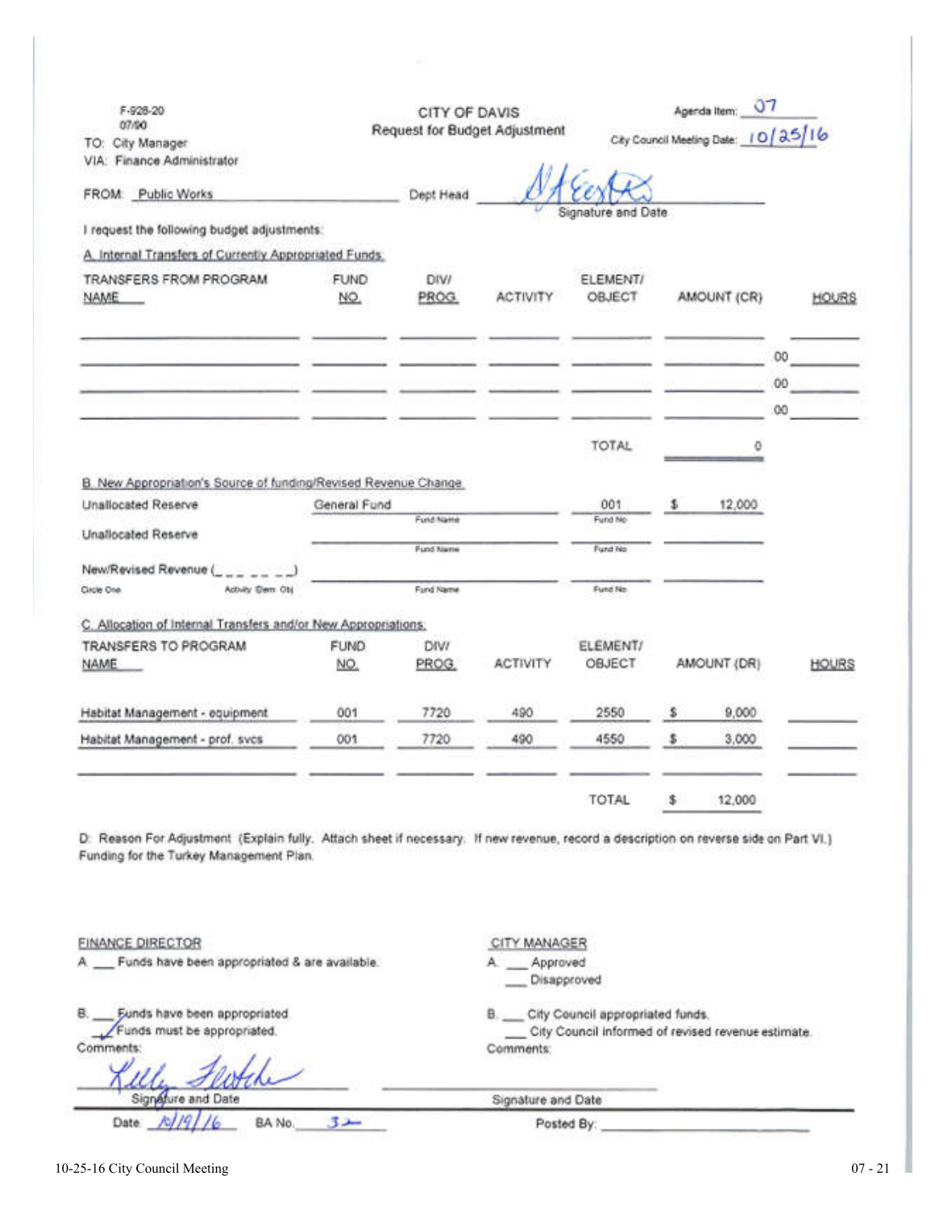F-928-20
07/90

**CITY OF DAVIS**
**Request for Budget Adjustment**

Agenda Item: 07

City Council Meeting Date: 10/25/16

TO: City Manager
VIA: Finance Administrator

FROM: Public Works    Dept Head [signature]
Signature and Date

I request the following budget adjustments:

A. Internal Transfers of Currently Appropriated Funds.

| TRANSFERS FROM PROGRAM NAME | FUND NO. | DIV/ PROG. | ACTIVITY | ELEMENT/ OBJECT | AMOUNT (CR) | HOURS |
|---|---|---|---|---|---|---|
| | | | | | | |
| | | | | | 00 | |
| | | | | | 00 | |
| | | | | | 00 | |
| | | | | TOTAL | 0 | |

B. New Appropriation's Source of funding/Revised Revenue Change

| | Fund Name | Fund No | |
|---|---|---|---|
| Unallocated Reserve | General Fund | 001 | $ 12,000 |
| Unallocated Reserve | | | |
| New/Revised Revenue (_ _ _ _ _ _) Circle One: Activity Elem Obj | | | |

C. Allocation of Internal Transfers and/or New Appropriations.

| TRANSFERS TO PROGRAM NAME | FUND NO. | DIV/ PROG. | ACTIVITY | ELEMENT/ OBJECT | AMOUNT (DR) | HOURS |
|---|---|---|---|---|---|---|
| Habitat Management - equipment | 001 | 7720 | 490 | 2550 | $ 9,000 | |
| Habitat Management - prof. svcs | 001 | 7720 | 490 | 4550 | $ 3,000 | |
| | | | | | | |
| | | | | TOTAL | $ 12,000 | |

D: Reason For Adjustment (Explain fully. Attach sheet if necessary. If new revenue, record a description on reverse side on Part VI.)
Funding for the Turkey Management Plan.

**FINANCE DIRECTOR**

A. ___ Funds have been appropriated & are available.

B. ___ Funds have been appropriated.
✓ Funds must be appropriated.

Comments:

[signature]
Signature and Date

Date 10/19/16    BA No. 32

**CITY MANAGER**

A. ___ Approved
___ Disapproved

B. ___ City Council appropriated funds.
___ City Council informed of revised revenue estimate.

Comments:

Signature and Date

Posted By: ___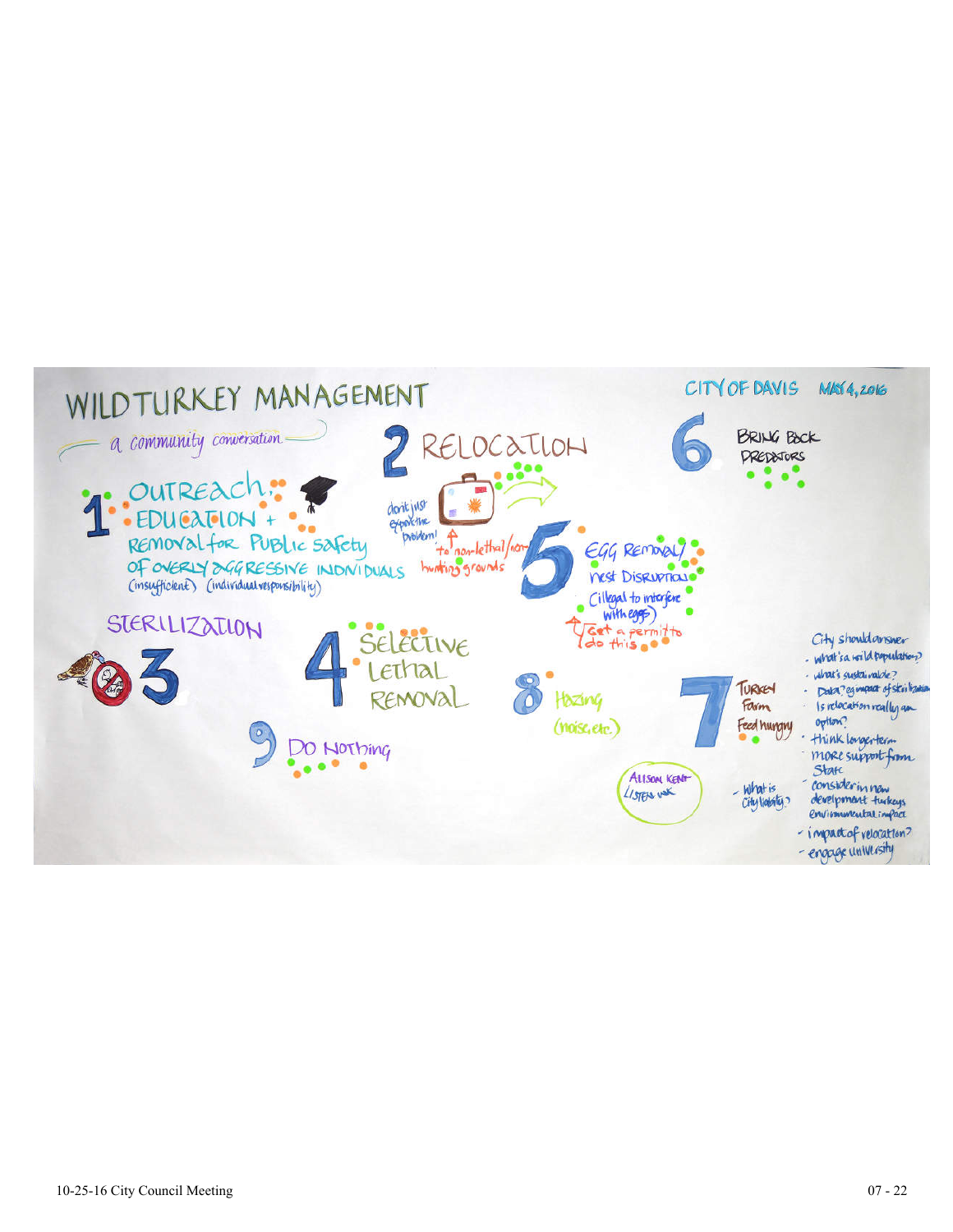# WILD TURKEY MANAGEMENT

a community conversation

CITY OF DAVIS MAY 4, 2016

**1** OUTREACH + EDUCATION + REMOVAL for PUBLIC safety of OVERLY AGGRESSIVE INDIVIDUALS (insufficient) (individual responsibility)

**2** RELOCATION

don't just export the problem!

to non-lethal/non-hunting grounds

**3** STERILIZATION

**4** SELECTIVE LETHAL REMOVAL

**5** EGG REMOVAL/ nest DISRUPTION (illegal to interfere with eggs)

Get a permit to do this

**6** BRING BACK PREDATORS

**7** TURKEY Farm

Feed hungry

**8** Hazing (noise, etc.)

**9** DO NOTHING

ALISON KENT LISTEN WALK

- What is City liability?

City should answer

- what's a wild population?
- what's sustainable?
- Data? eg impact of sterilization
- Is relocation really an option?
- think longer-term
- more support from State
- consider in new development turkeys environmental impact
- impact of relocation?
- engage university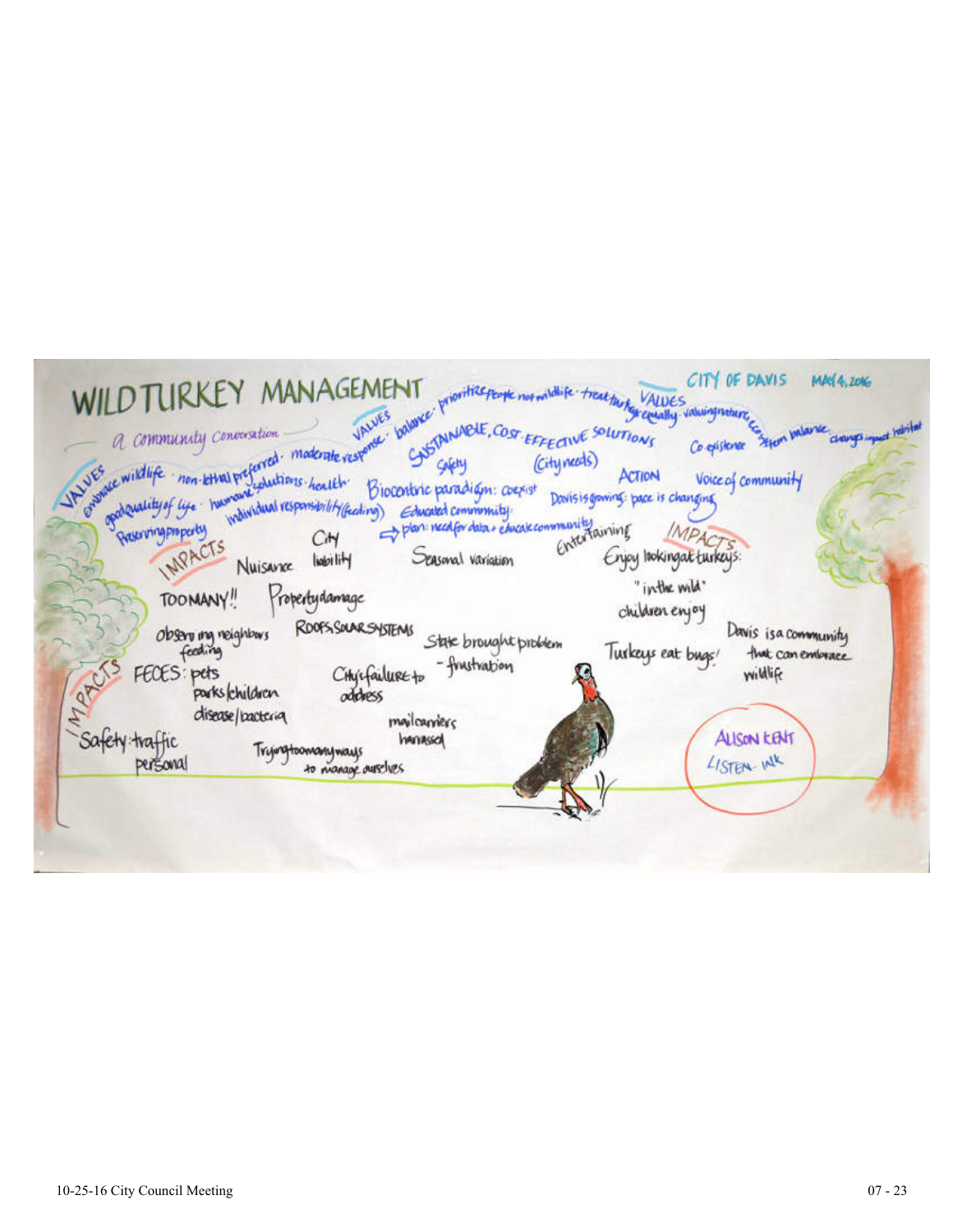# WILD TURKEY MANAGEMENT

a community conversation

CITY OF DAVIS MAY 4, 2016

VALUES: embrace wildlife · non-lethal preferred · moderate response · balance · prioritize people not wildlife · treat turkeys equally · valuing nature · ecosystem balance · change impact habitat

good quality of life · humane solutions · health · individual responsibility (feeding)

Preserving property

SUSTAINABLE, COST-EFFECTIVE SOLUTIONS

Safety (City needs)

Co-existence

Biocentric paradigm: coexist

Educated community

⇨ plan: need for data + educate community

ACTION

Voice of community

Davis is growing: pace is changing

IMPACTS

Nuisance

City liability

TOO MANY!!

Property damage

ROOFS, SOLAR SYSTEMS

observing neighbors feeding

FECES: pets, parks/children, disease/bacteria

Safety: traffic, personal

Seasonal variation

State brought problem - frustration

City's failure to address

mailcarriers harassed

Trying too many ways to manage ourselves

Entertaining

IMPACTS

Enjoy looking at turkeys: "in the wild"

children enjoy

Turkeys eat bugs!

Davis is a community that can embrace wildlife

ALISON KENT
LISTEN. INK